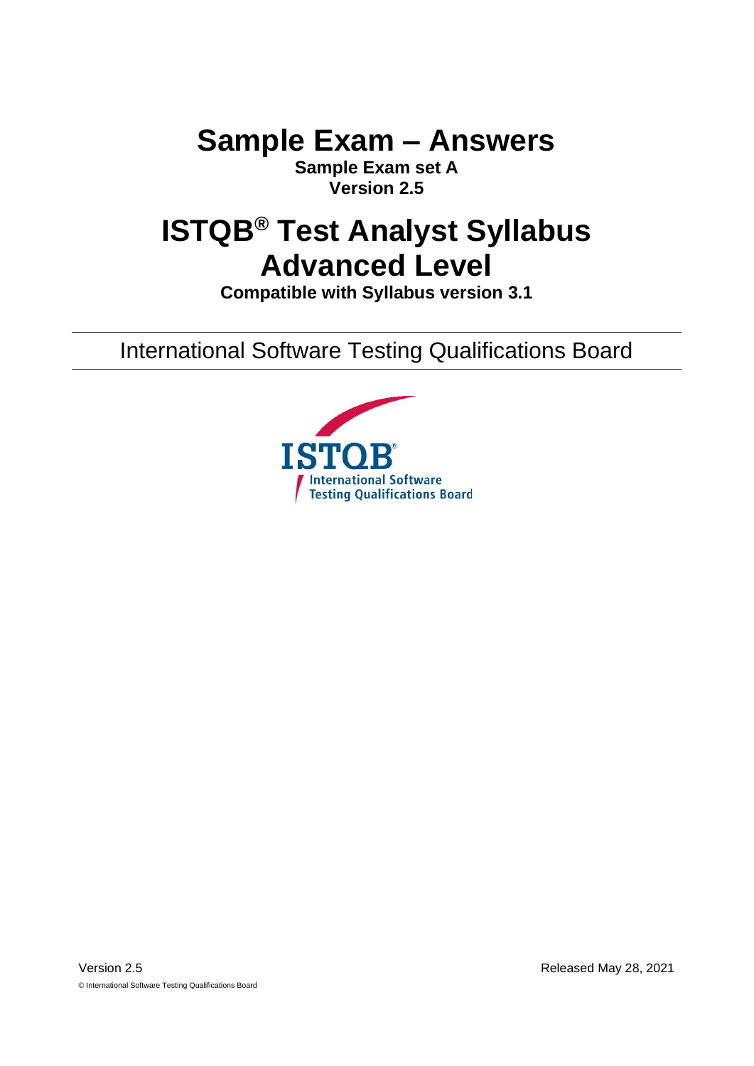# Sample Exam – Answers

**Sample Exam set A**
**Version 2.5**

# ISTQB® Test Analyst Syllabus Advanced Level

**Compatible with Syllabus version 3.1**

International Software Testing Qualifications Board

Version 2.5

Released May 28, 2021

© International Software Testing Qualifications Board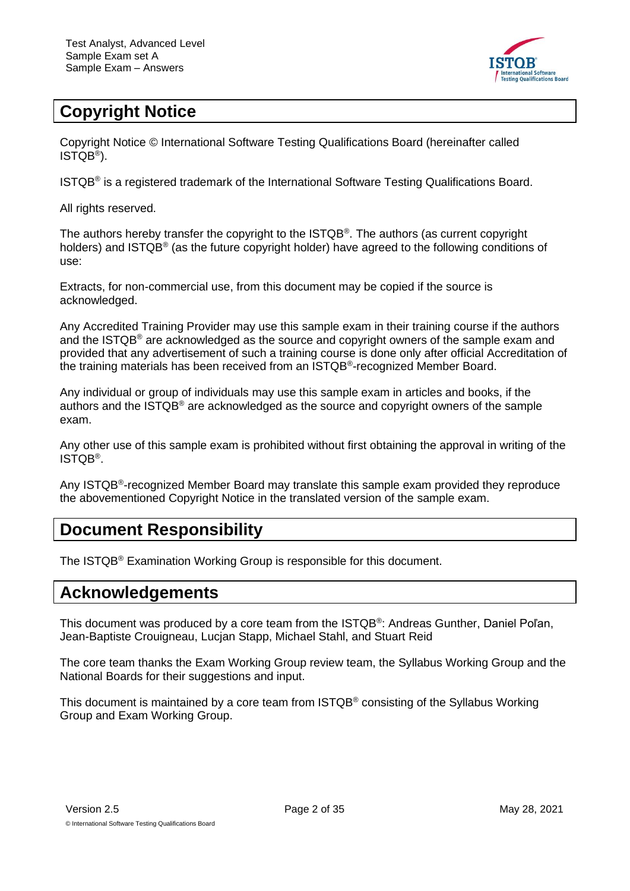# Copyright Notice

Copyright Notice © International Software Testing Qualifications Board (hereinafter called ISTQB®).

ISTQB® is a registered trademark of the International Software Testing Qualifications Board.

All rights reserved.

The authors hereby transfer the copyright to the ISTQB®. The authors (as current copyright holders) and ISTQB® (as the future copyright holder) have agreed to the following conditions of use:

Extracts, for non-commercial use, from this document may be copied if the source is acknowledged.

Any Accredited Training Provider may use this sample exam in their training course if the authors and the ISTQB® are acknowledged as the source and copyright owners of the sample exam and provided that any advertisement of such a training course is done only after official Accreditation of the training materials has been received from an ISTQB®-recognized Member Board.

Any individual or group of individuals may use this sample exam in articles and books, if the authors and the ISTQB® are acknowledged as the source and copyright owners of the sample exam.

Any other use of this sample exam is prohibited without first obtaining the approval in writing of the ISTQB®.

Any ISTQB®-recognized Member Board may translate this sample exam provided they reproduce the abovementioned Copyright Notice in the translated version of the sample exam.

# Document Responsibility

The ISTQB® Examination Working Group is responsible for this document.

# Acknowledgements

This document was produced by a core team from the ISTQB®: Andreas Gunther, Daniel Pol'an, Jean-Baptiste Crouigneau, Lucjan Stapp, Michael Stahl, and Stuart Reid

The core team thanks the Exam Working Group review team, the Syllabus Working Group and the National Boards for their suggestions and input.

This document is maintained by a core team from ISTQB® consisting of the Syllabus Working Group and Exam Working Group.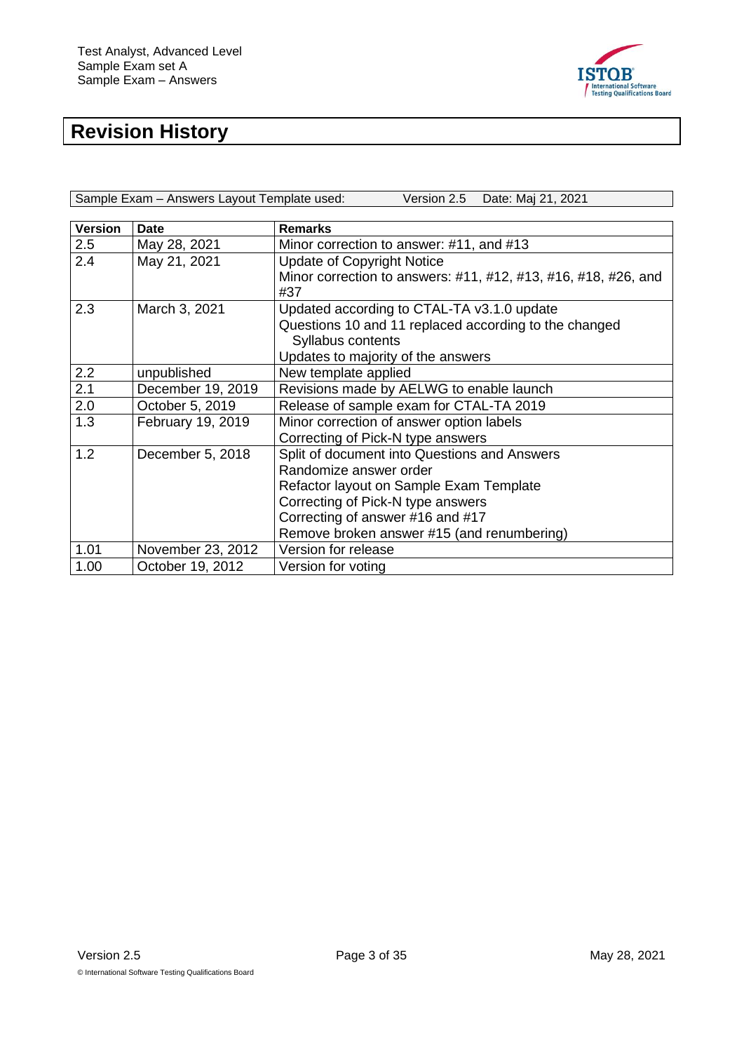# Revision History

| Sample Exam – Answers Layout Template used: | Version 2.5 | Date: Maj 21, 2021 |
|---|---|---|

| Version | Date | Remarks |
|---|---|---|
| 2.5 | May 28, 2021 | Minor correction to answer: #11, and #13 |
| 2.4 | May 21, 2021 | Update of Copyright Notice<br>Minor correction to answers: #11, #12, #13, #16, #18, #26, and #37 |
| 2.3 | March 3, 2021 | Updated according to CTAL-TA v3.1.0 update<br>Questions 10 and 11 replaced according to the changed Syllabus contents<br>Updates to majority of the answers |
| 2.2 | unpublished | New template applied |
| 2.1 | December 19, 2019 | Revisions made by AELWG to enable launch |
| 2.0 | October 5, 2019 | Release of sample exam for CTAL-TA 2019 |
| 1.3 | February 19, 2019 | Minor correction of answer option labels<br>Correcting of Pick-N type answers |
| 1.2 | December 5, 2018 | Split of document into Questions and Answers<br>Randomize answer order<br>Refactor layout on Sample Exam Template<br>Correcting of Pick-N type answers<br>Correcting of answer #16 and #17<br>Remove broken answer #15 (and renumbering) |
| 1.01 | November 23, 2012 | Version for release |
| 1.00 | October 19, 2012 | Version for voting |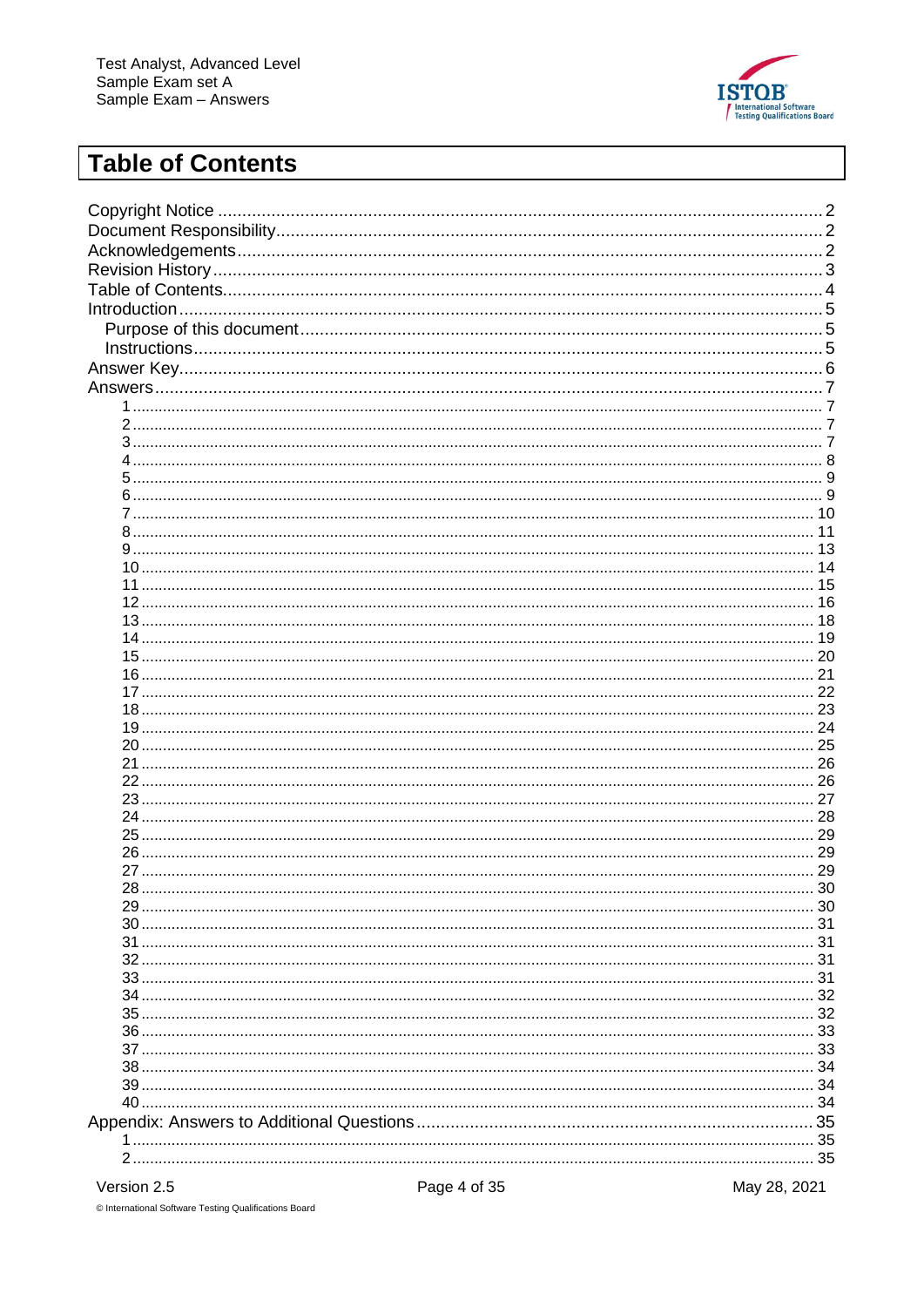# Table of Contents

Copyright Notice ..... 2
Document Responsibility..... 2
Acknowledgements..... 2
Revision History..... 3
Table of Contents..... 4
Introduction..... 5
  Purpose of this document..... 5
  Instructions..... 5
Answer Key..... 6
Answers..... 7
    1 ..... 7
    2 ..... 7
    3 ..... 7
    4 ..... 8
    5 ..... 9
    6 ..... 9
    7 ..... 10
    8 ..... 11
    9 ..... 13
    10 ..... 14
    11 ..... 15
    12 ..... 16
    13 ..... 18
    14 ..... 19
    15 ..... 20
    16 ..... 21
    17 ..... 22
    18 ..... 23
    19 ..... 24
    20 ..... 25
    21 ..... 26
    22 ..... 26
    23 ..... 27
    24 ..... 28
    25 ..... 29
    26 ..... 29
    27 ..... 29
    28 ..... 30
    29 ..... 30
    30 ..... 31
    31 ..... 31
    32 ..... 31
    33 ..... 31
    34 ..... 32
    35 ..... 32
    36 ..... 33
    37 ..... 33
    38 ..... 34
    39 ..... 34
    40 ..... 34
Appendix: Answers to Additional Questions..... 35
    1 ..... 35
    2 ..... 35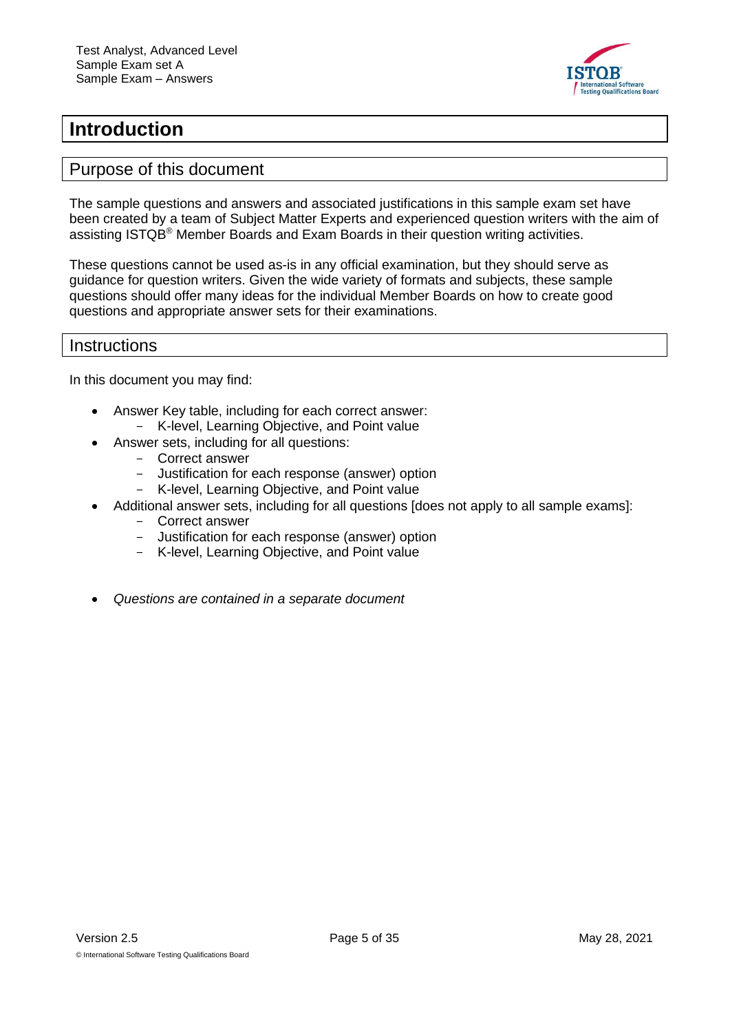# Introduction

## Purpose of this document

The sample questions and answers and associated justifications in this sample exam set have been created by a team of Subject Matter Experts and experienced question writers with the aim of assisting ISTQB® Member Boards and Exam Boards in their question writing activities.

These questions cannot be used as-is in any official examination, but they should serve as guidance for question writers. Given the wide variety of formats and subjects, these sample questions should offer many ideas for the individual Member Boards on how to create good questions and appropriate answer sets for their examinations.

## Instructions

In this document you may find:

- Answer Key table, including for each correct answer:
  - K-level, Learning Objective, and Point value
- Answer sets, including for all questions:
  - Correct answer
  - Justification for each response (answer) option
  - K-level, Learning Objective, and Point value
- Additional answer sets, including for all questions [does not apply to all sample exams]:
  - Correct answer
  - Justification for each response (answer) option
  - K-level, Learning Objective, and Point value

- *Questions are contained in a separate document*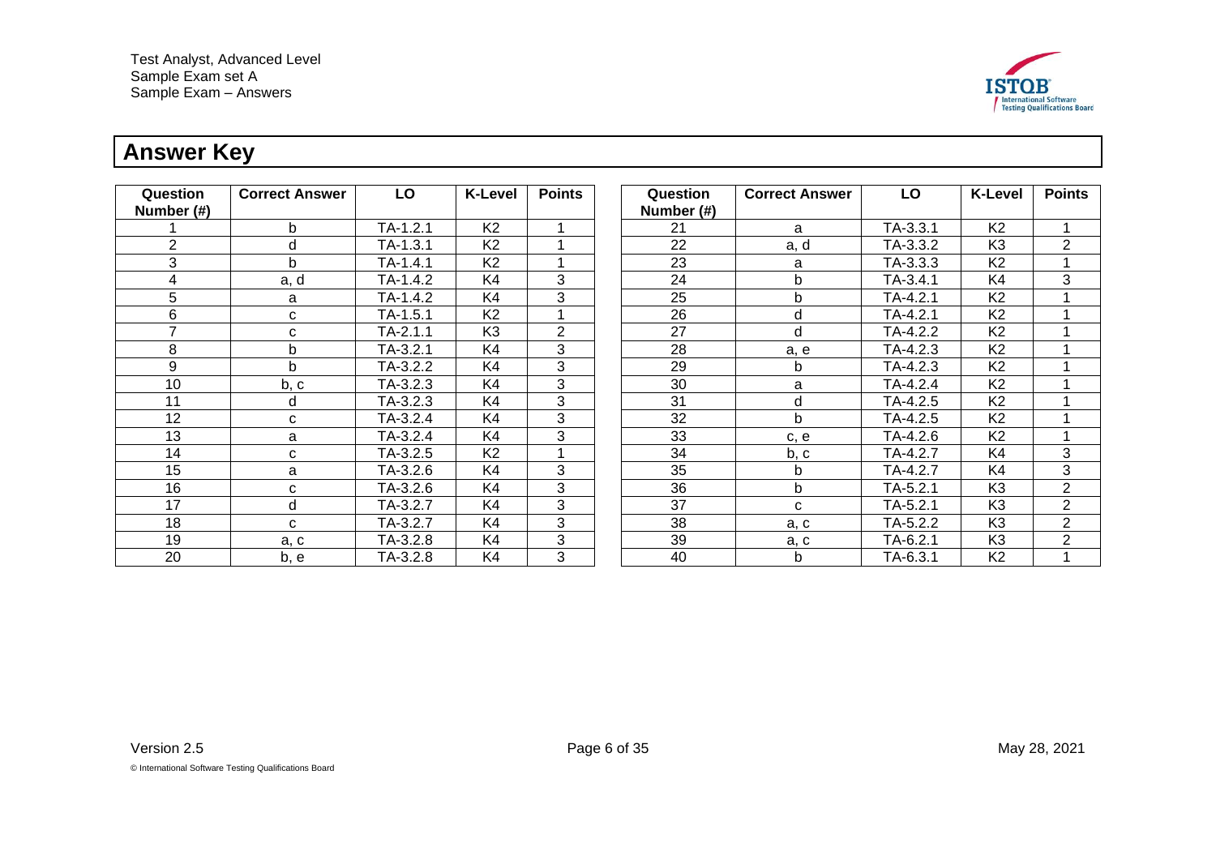# Answer Key

| Question Number (#) | Correct Answer | LO | K-Level | Points |
|---|---|---|---|---|
| 1 | b | TA-1.2.1 | K2 | 1 |
| 2 | d | TA-1.3.1 | K2 | 1 |
| 3 | b | TA-1.4.1 | K2 | 1 |
| 4 | a, d | TA-1.4.2 | K4 | 3 |
| 5 | a | TA-1.4.2 | K4 | 3 |
| 6 | c | TA-1.5.1 | K2 | 1 |
| 7 | c | TA-2.1.1 | K3 | 2 |
| 8 | b | TA-3.2.1 | K4 | 3 |
| 9 | b | TA-3.2.2 | K4 | 3 |
| 10 | b, c | TA-3.2.3 | K4 | 3 |
| 11 | d | TA-3.2.3 | K4 | 3 |
| 12 | c | TA-3.2.4 | K4 | 3 |
| 13 | a | TA-3.2.4 | K4 | 3 |
| 14 | c | TA-3.2.5 | K2 | 1 |
| 15 | a | TA-3.2.6 | K4 | 3 |
| 16 | c | TA-3.2.6 | K4 | 3 |
| 17 | d | TA-3.2.7 | K4 | 3 |
| 18 | c | TA-3.2.7 | K4 | 3 |
| 19 | a, c | TA-3.2.8 | K4 | 3 |
| 20 | b, e | TA-3.2.8 | K4 | 3 |

| Question Number (#) | Correct Answer | LO | K-Level | Points |
|---|---|---|---|---|
| 21 | a | TA-3.3.1 | K2 | 1 |
| 22 | a, d | TA-3.3.2 | K3 | 2 |
| 23 | a | TA-3.3.3 | K2 | 1 |
| 24 | b | TA-3.4.1 | K4 | 3 |
| 25 | b | TA-4.2.1 | K2 | 1 |
| 26 | d | TA-4.2.1 | K2 | 1 |
| 27 | d | TA-4.2.2 | K2 | 1 |
| 28 | a, e | TA-4.2.3 | K2 | 1 |
| 29 | b | TA-4.2.3 | K2 | 1 |
| 30 | a | TA-4.2.4 | K2 | 1 |
| 31 | d | TA-4.2.5 | K2 | 1 |
| 32 | b | TA-4.2.5 | K2 | 1 |
| 33 | c, e | TA-4.2.6 | K2 | 1 |
| 34 | b, c | TA-4.2.7 | K4 | 3 |
| 35 | b | TA-4.2.7 | K4 | 3 |
| 36 | b | TA-5.2.1 | K3 | 2 |
| 37 | c | TA-5.2.1 | K3 | 2 |
| 38 | a, c | TA-5.2.2 | K3 | 2 |
| 39 | a, c | TA-6.2.1 | K3 | 2 |
| 40 | b | TA-6.3.1 | K2 | 1 |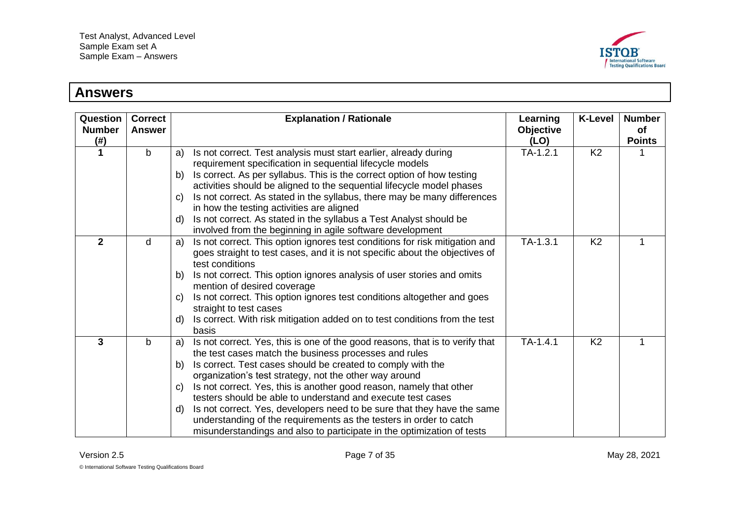# Answers

| Question Number (#) | Correct Answer | Explanation / Rationale | Learning Objective (LO) | K-Level | Number of Points |
|---|---|---|---|---|---|
| 1 | b | a) Is not correct. Test analysis must start earlier, already during requirement specification in sequential lifecycle models<br>b) Is correct. As per syllabus. This is the correct option of how testing activities should be aligned to the sequential lifecycle model phases<br>c) Is not correct. As stated in the syllabus, there may be many differences in how the testing activities are aligned<br>d) Is not correct. As stated in the syllabus a Test Analyst should be involved from the beginning in agile software development | TA-1.2.1 | K2 | 1 |
| **2** | d | a) Is not correct. This option ignores test conditions for risk mitigation and goes straight to test cases, and it is not specific about the objectives of test conditions<br>b) Is not correct. This option ignores analysis of user stories and omits mention of desired coverage<br>c) Is not correct. This option ignores test conditions altogether and goes straight to test cases<br>d) Is correct. With risk mitigation added on to test conditions from the test basis | TA-1.3.1 | K2 | 1 |
| **3** | b | a) Is not correct. Yes, this is one of the good reasons, that is to verify that the test cases match the business processes and rules<br>b) Is correct. Test cases should be created to comply with the organization's test strategy, not the other way around<br>c) Is not correct. Yes, this is another good reason, namely that other testers should be able to understand and execute test cases<br>d) Is not correct. Yes, developers need to be sure that they have the same understanding of the requirements as the testers in order to catch misunderstandings and also to participate in the optimization of tests | TA-1.4.1 | K2 | 1 |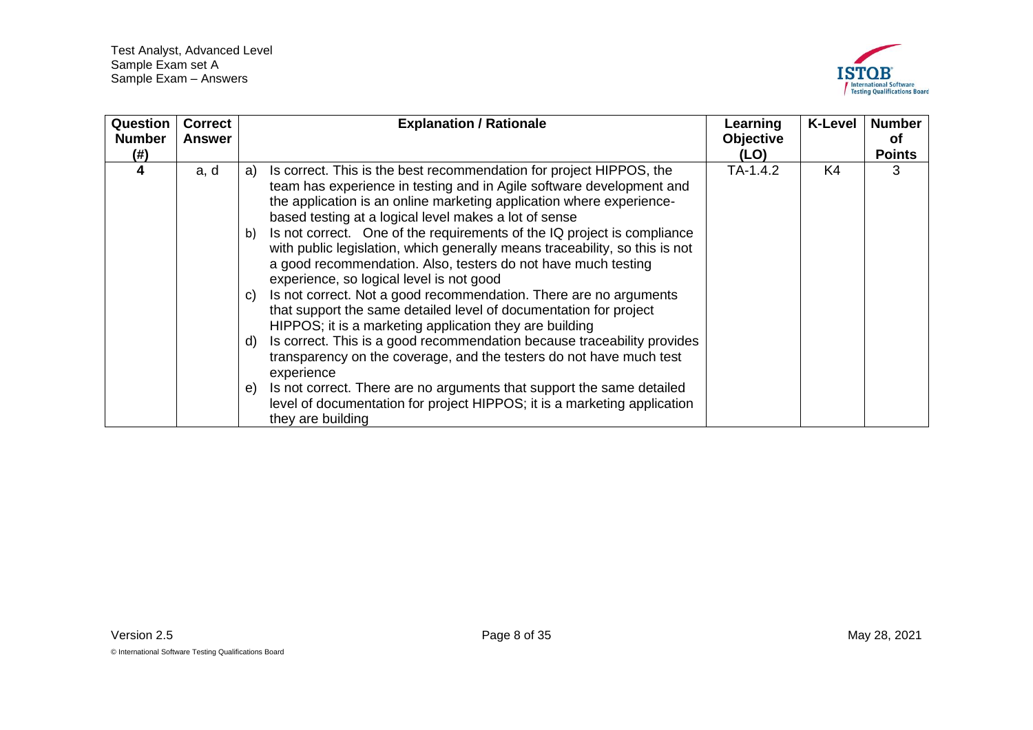| Question Number (#) | Correct Answer | Explanation / Rationale | Learning Objective (LO) | K-Level | Number of Points |
| --- | --- | --- | --- | --- | --- |
| 4 | a, d | a) Is correct. This is the best recommendation for project HIPPOS, the team has experience in testing and in Agile software development and the application is an online marketing application where experience-based testing at a logical level makes a lot of sense<br>b) Is not correct. One of the requirements of the IQ project is compliance with public legislation, which generally means traceability, so this is not a good recommendation. Also, testers do not have much testing experience, so logical level is not good<br>c) Is not correct. Not a good recommendation. There are no arguments that support the same detailed level of documentation for project HIPPOS; it is a marketing application they are building<br>d) Is correct. This is a good recommendation because traceability provides transparency on the coverage, and the testers do not have much test experience<br>e) Is not correct. There are no arguments that support the same detailed level of documentation for project HIPPOS; it is a marketing application they are building | TA-1.4.2 | K4 | 3 |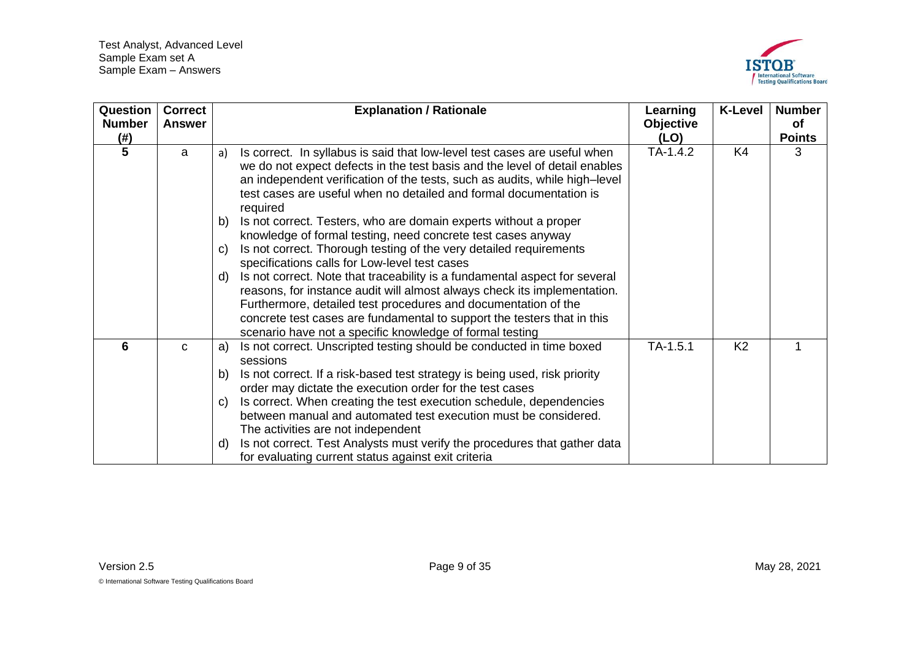| Question Number (#) | Correct Answer | Explanation / Rationale | Learning Objective (LO) | K-Level | Number of Points |
|---|---|---|---|---|---|
| 5 | a | a) Is correct. In syllabus is said that low-level test cases are useful when we do not expect defects in the test basis and the level of detail enables an independent verification of the tests, such as audits, while high–level test cases are useful when no detailed and formal documentation is required<br>b) Is not correct. Testers, who are domain experts without a proper knowledge of formal testing, need concrete test cases anyway<br>c) Is not correct. Thorough testing of the very detailed requirements specifications calls for Low-level test cases<br>d) Is not correct. Note that traceability is a fundamental aspect for several reasons, for instance audit will almost always check its implementation. Furthermore, detailed test procedures and documentation of the concrete test cases are fundamental to support the testers that in this scenario have not a specific knowledge of formal testing | TA-1.4.2 | K4 | 3 |
| 6 | c | a) Is not correct. Unscripted testing should be conducted in time boxed sessions<br>b) Is not correct. If a risk-based test strategy is being used, risk priority order may dictate the execution order for the test cases<br>c) Is correct. When creating the test execution schedule, dependencies between manual and automated test execution must be considered. The activities are not independent<br>d) Is not correct. Test Analysts must verify the procedures that gather data for evaluating current status against exit criteria | TA-1.5.1 | K2 | 1 |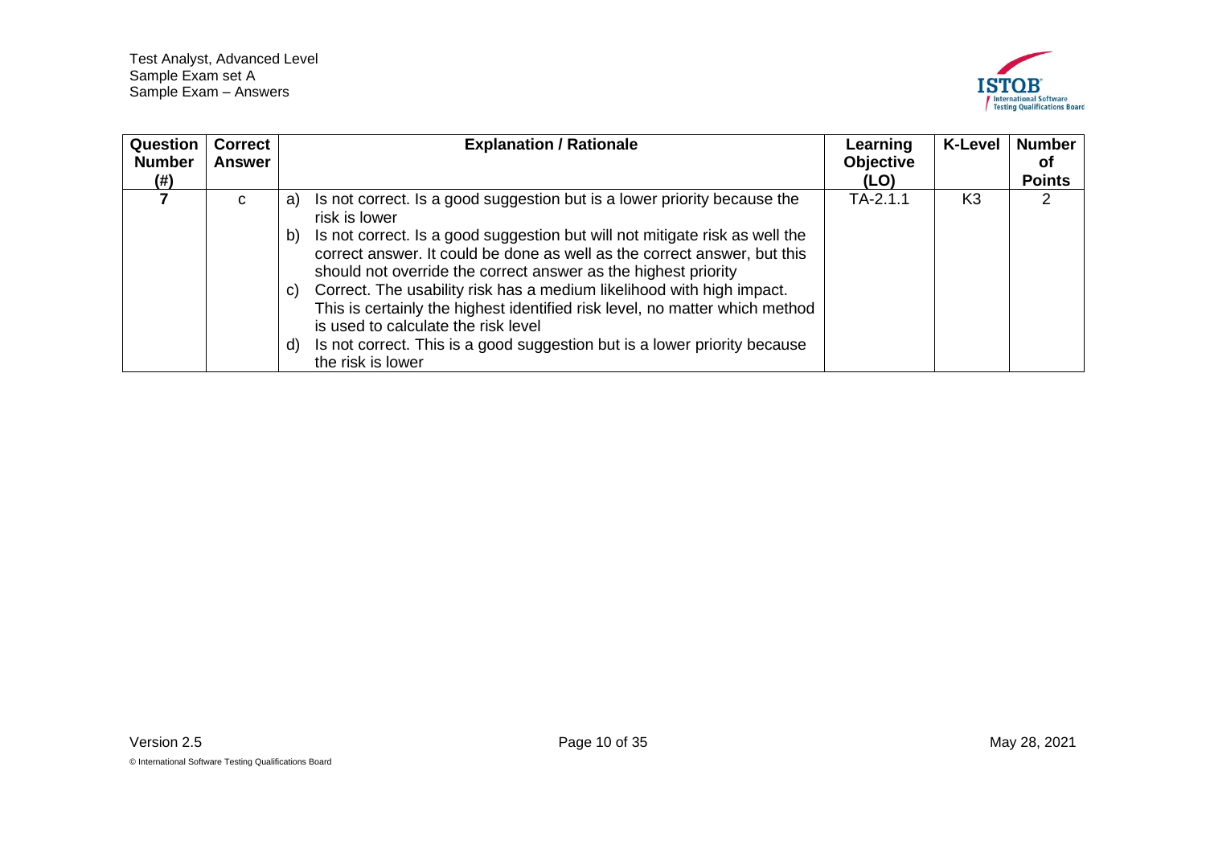| Question Number (#) | Correct Answer | Explanation / Rationale | Learning Objective (LO) | K-Level | Number of Points |
|---|---|---|---|---|---|
| **7** | c | a) Is not correct. Is a good suggestion but is a lower priority because the risk is lower<br>b) Is not correct. Is a good suggestion but will not mitigate risk as well the correct answer. It could be done as well as the correct answer, but this should not override the correct answer as the highest priority<br>c) Correct. The usability risk has a medium likelihood with high impact. This is certainly the highest identified risk level, no matter which method is used to calculate the risk level<br>d) Is not correct. This is a good suggestion but is a lower priority because the risk is lower | TA-2.1.1 | K3 | 2 |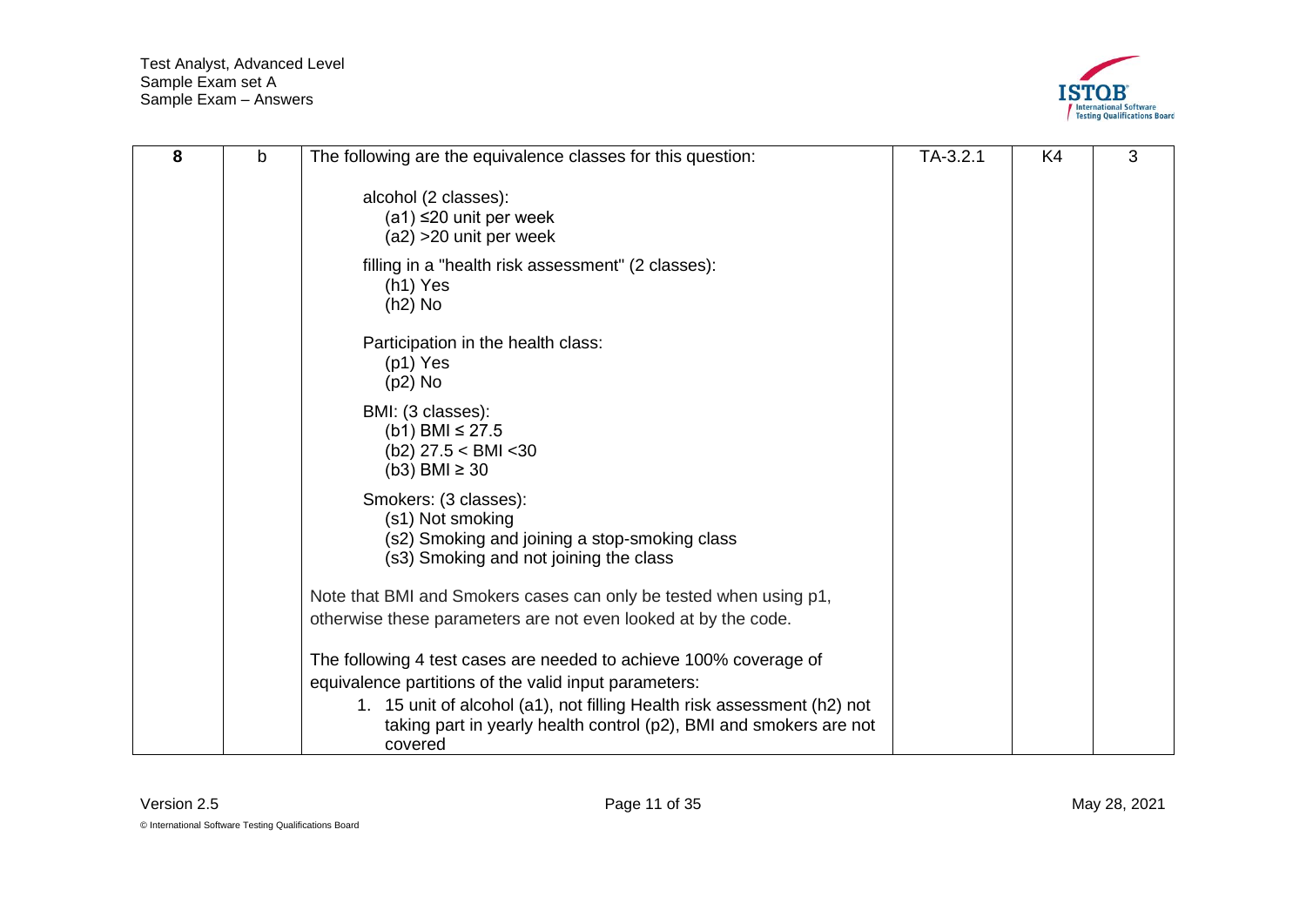| 8 | b | The following are the equivalence classes for this question:<br><br>alcohol (2 classes):<br>(a1) ≤20 unit per week<br>(a2) >20 unit per week<br><br>filling in a "health risk assessment" (2 classes):<br>(h1) Yes<br>(h2) No<br><br>Participation in the health class:<br>(p1) Yes<br>(p2) No<br><br>BMI: (3 classes):<br>(b1) BMI ≤ 27.5<br>(b2) 27.5 < BMI <30<br>(b3) BMI ≥ 30<br><br>Smokers: (3 classes):<br>(s1) Not smoking<br>(s2) Smoking and joining a stop-smoking class<br>(s3) Smoking and not joining the class<br><br>Note that BMI and Smokers cases can only be tested when using p1, otherwise these parameters are not even looked at by the code.<br><br>The following 4 test cases are needed to achieve 100% coverage of equivalence partitions of the valid input parameters:<br>1. 15 unit of alcohol (a1), not filling Health risk assessment (h2) not taking part in yearly health control (p2), BMI and smokers are not covered | TA-3.2.1 | K4 | 3 |
|---|---|---|---|---|---|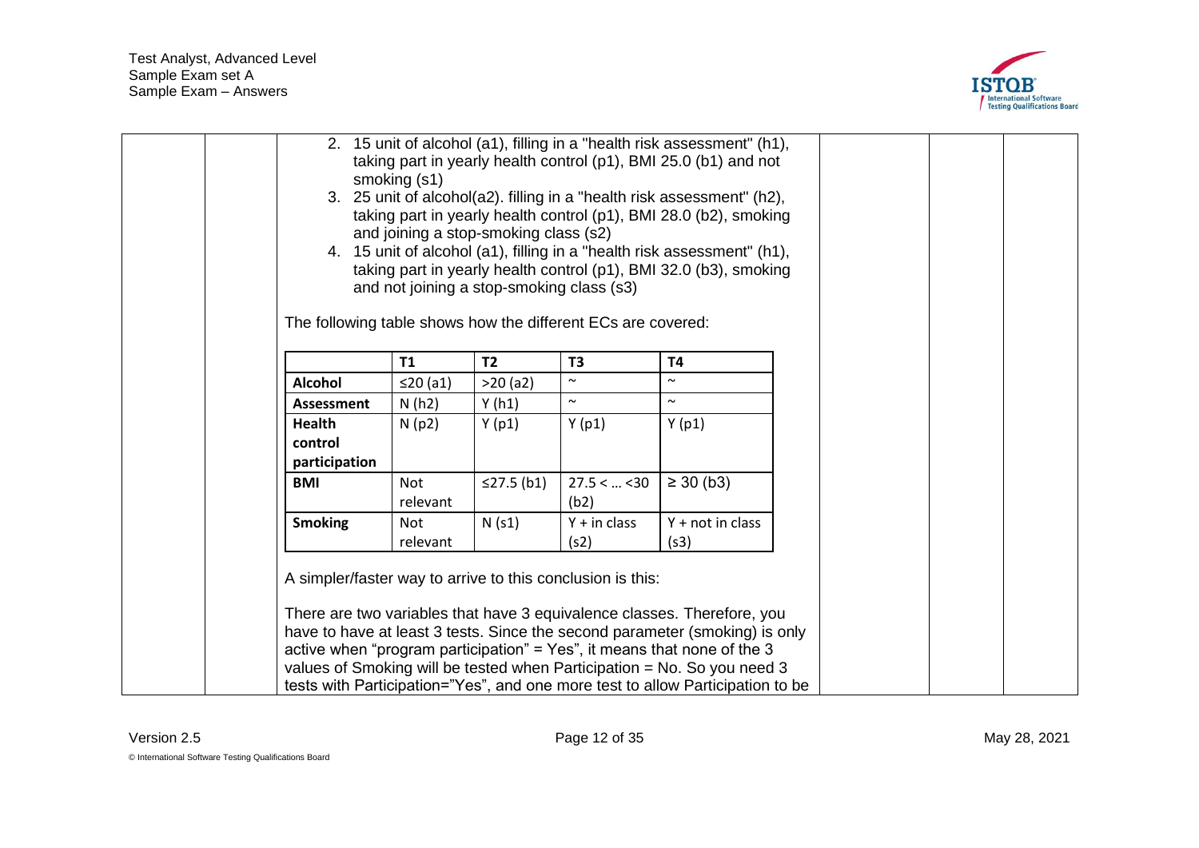2. 15 unit of alcohol (a1), filling in a "health risk assessment" (h1), taking part in yearly health control (p1), BMI 25.0 (b1) and not smoking (s1)
3. 25 unit of alcohol(a2). filling in a "health risk assessment" (h2), taking part in yearly health control (p1), BMI 28.0 (b2), smoking and joining a stop-smoking class (s2)
4. 15 unit of alcohol (a1), filling in a "health risk assessment" (h1), taking part in yearly health control (p1), BMI 32.0 (b3), smoking and not joining a stop-smoking class (s3)

The following table shows how the different ECs are covered:

| | T1 | T2 | T3 | T4 |
|---|---|---|---|---|
| **Alcohol** | ≤20 (a1) | >20 (a2) | ~ | ~ |
| **Assessment** | N (h2) | Y (h1) | ~ | ~ |
| **Health control participation** | N (p2) | Y (p1) | Y (p1) | Y (p1) |
| **BMI** | Not relevant | ≤27.5 (b1) | 27.5 < … <30 (b2) | ≥ 30 (b3) |
| **Smoking** | Not relevant | N (s1) | Y + in class (s2) | Y + not in class (s3) |

A simpler/faster way to arrive to this conclusion is this:

There are two variables that have 3 equivalence classes. Therefore, you have to have at least 3 tests. Since the second parameter (smoking) is only active when "program participation" = Yes", it means that none of the 3 values of Smoking will be tested when Participation = No. So you need 3 tests with Participation="Yes", and one more test to allow Participation to be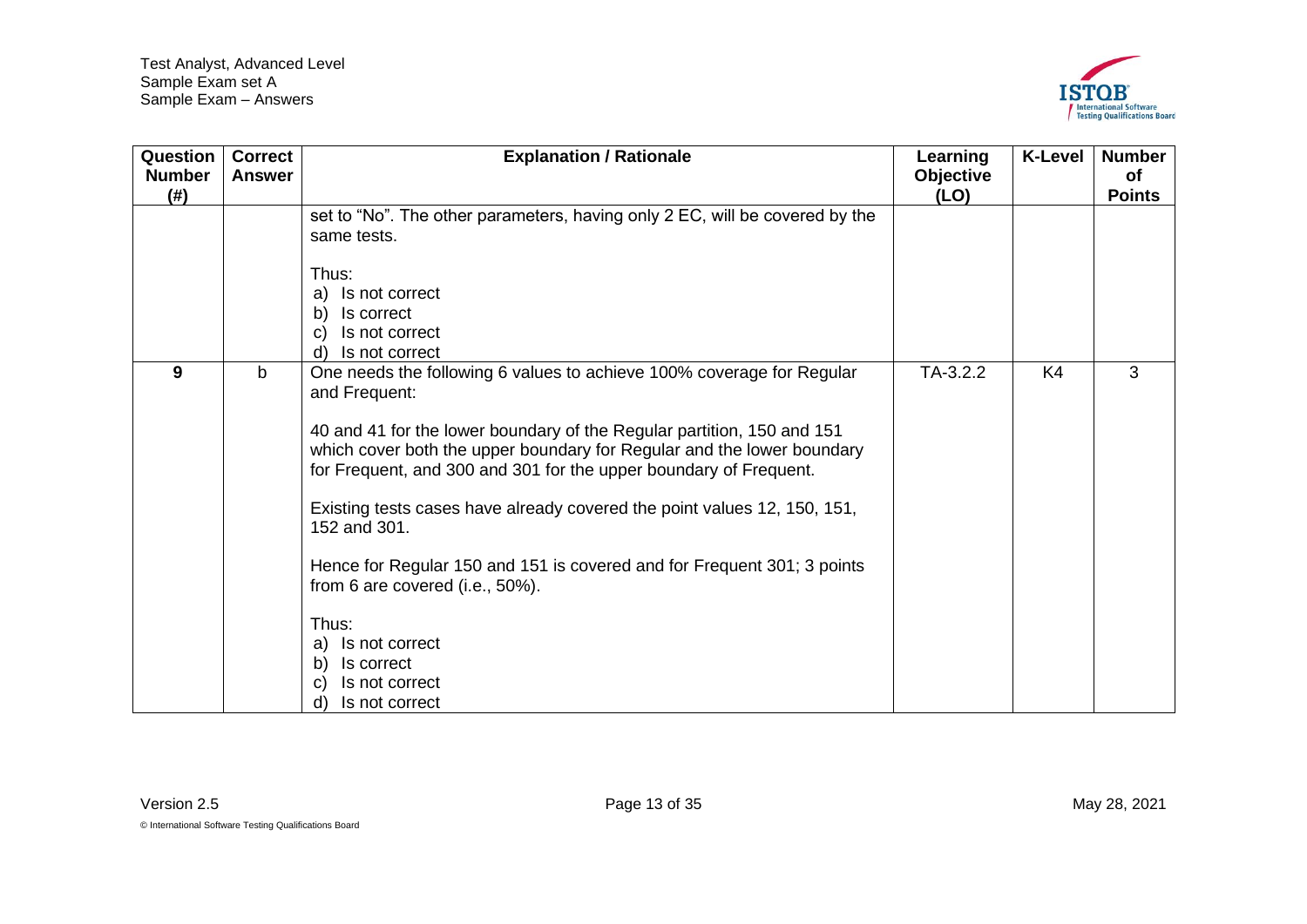| Question Number (#) | Correct Answer | Explanation / Rationale | Learning Objective (LO) | K-Level | Number of Points |
|---|---|---|---|---|---|
| | | set to "No". The other parameters, having only 2 EC, will be covered by the same tests.<br><br>Thus:<br>a) Is not correct<br>b) Is correct<br>c) Is not correct<br>d) Is not correct | | | |
| **9** | b | One needs the following 6 values to achieve 100% coverage for Regular and Frequent:<br><br>40 and 41 for the lower boundary of the Regular partition, 150 and 151 which cover both the upper boundary for Regular and the lower boundary for Frequent, and 300 and 301 for the upper boundary of Frequent.<br><br>Existing tests cases have already covered the point values 12, 150, 151, 152 and 301.<br><br>Hence for Regular 150 and 151 is covered and for Frequent 301; 3 points from 6 are covered (i.e., 50%).<br><br>Thus:<br>a) Is not correct<br>b) Is correct<br>c) Is not correct<br>d) Is not correct | TA-3.2.2 | K4 | 3 |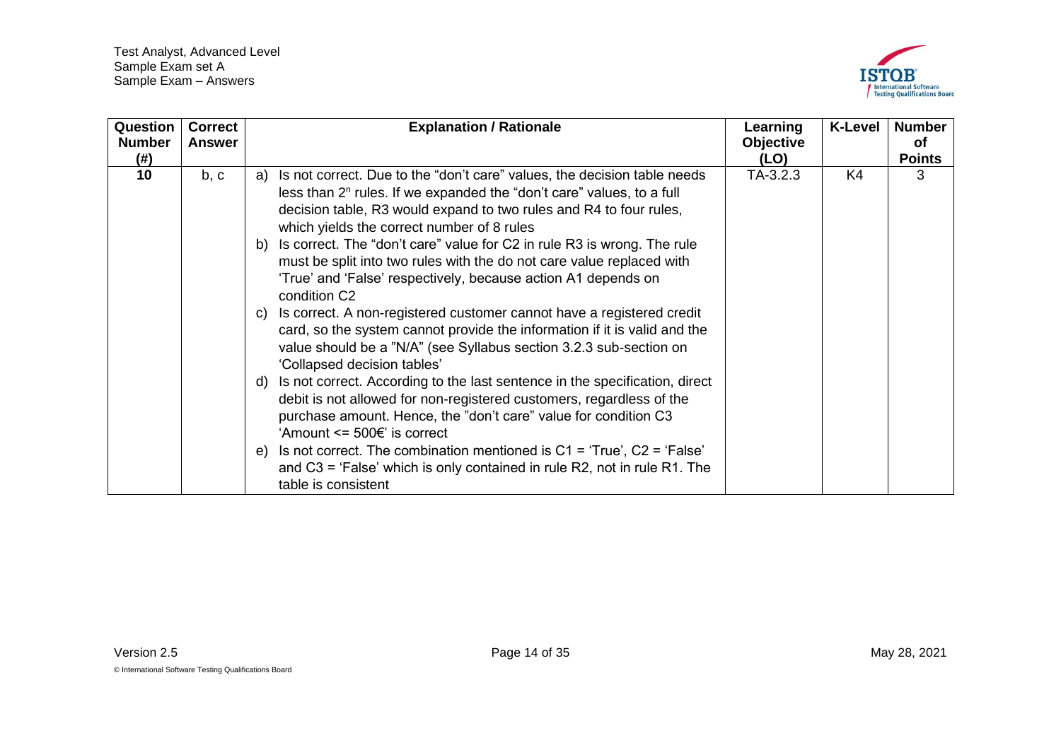| Question Number (#) | Correct Answer | Explanation / Rationale | Learning Objective (LO) | K-Level | Number of Points |
|---|---|---|---|---|---|
| 10 | b, c | a) Is not correct. Due to the "don't care" values, the decision table needs less than $2^n$ rules. If we expanded the "don't care" values, to a full decision table, R3 would expand to two rules and R4 to four rules, which yields the correct number of 8 rules<br>b) Is correct. The "don't care" value for C2 in rule R3 is wrong. The rule must be split into two rules with the do not care value replaced with 'True' and 'False' respectively, because action A1 depends on condition C2<br>c) Is correct. A non-registered customer cannot have a registered credit card, so the system cannot provide the information if it is valid and the value should be a "N/A" (see Syllabus section 3.2.3 sub-section on 'Collapsed decision tables'<br>d) Is not correct. According to the last sentence in the specification, direct debit is not allowed for non-registered customers, regardless of the purchase amount. Hence, the "don't care" value for condition C3 'Amount <= 500€' is correct<br>e) Is not correct. The combination mentioned is C1 = 'True', C2 = 'False' and C3 = 'False' which is only contained in rule R2, not in rule R1. The table is consistent | TA-3.2.3 | K4 | 3 |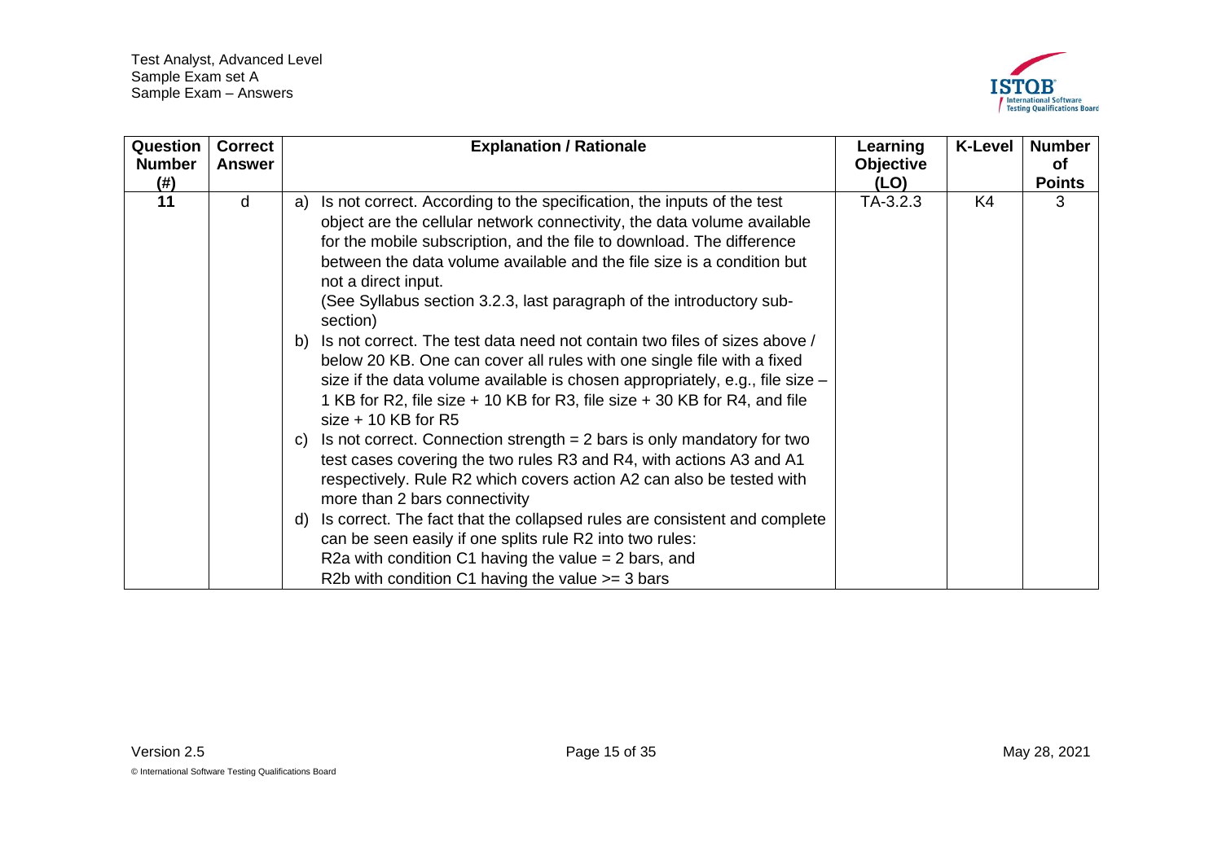| Question Number (#) | Correct Answer | Explanation / Rationale | Learning Objective (LO) | K-Level | Number of Points |
|---|---|---|---|---|---|
| 11 | d | a) Is not correct. According to the specification, the inputs of the test object are the cellular network connectivity, the data volume available for the mobile subscription, and the file to download. The difference between the data volume available and the file size is a condition but not a direct input. (See Syllabus section 3.2.3, last paragraph of the introductory sub-section)<br>b) Is not correct. The test data need not contain two files of sizes above / below 20 KB. One can cover all rules with one single file with a fixed size if the data volume available is chosen appropriately, e.g., file size – 1 KB for R2, file size + 10 KB for R3, file size + 30 KB for R4, and file size + 10 KB for R5<br>c) Is not correct. Connection strength = 2 bars is only mandatory for two test cases covering the two rules R3 and R4, with actions A3 and A1 respectively. Rule R2 which covers action A2 can also be tested with more than 2 bars connectivity<br>d) Is correct. The fact that the collapsed rules are consistent and complete can be seen easily if one splits rule R2 into two rules:<br>R2a with condition C1 having the value = 2 bars, and<br>R2b with condition C1 having the value >= 3 bars | TA-3.2.3 | K4 | 3 |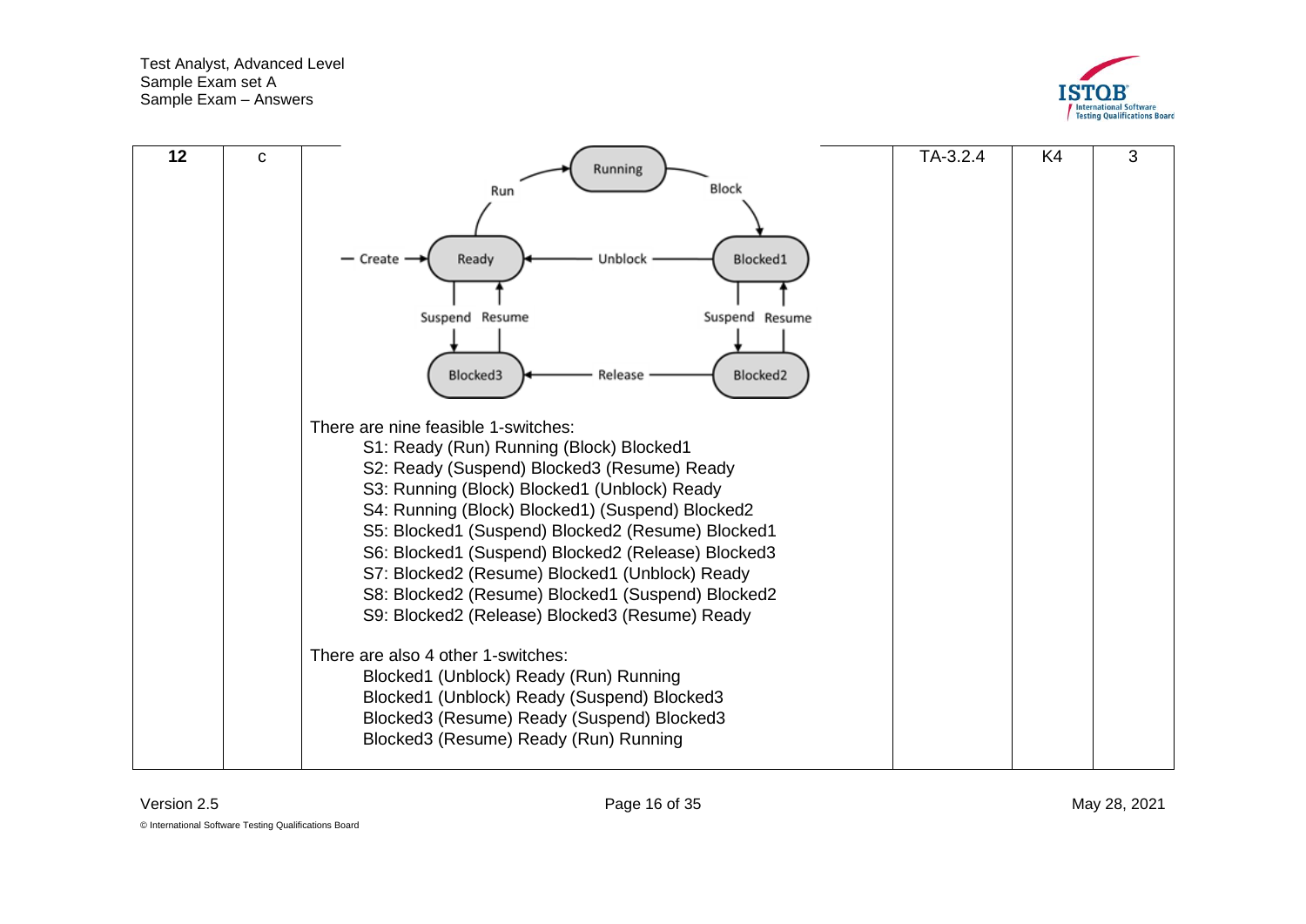| 12 | c | There are nine feasible 1-switches:<br>S1: Ready (Run) Running (Block) Blocked1<br>S2: Ready (Suspend) Blocked3 (Resume) Ready<br>S3: Running (Block) Blocked1 (Unblock) Ready<br>S4: Running (Block) Blocked1) (Suspend) Blocked2<br>S5: Blocked1 (Suspend) Blocked2 (Resume) Blocked1<br>S6: Blocked1 (Suspend) Blocked2 (Release) Blocked3<br>S7: Blocked2 (Resume) Blocked1 (Unblock) Ready<br>S8: Blocked2 (Resume) Blocked1 (Suspend) Blocked2<br>S9: Blocked2 (Release) Blocked3 (Resume) Ready<br><br>There are also 4 other 1-switches:<br>Blocked1 (Unblock) Ready (Run) Running<br>Blocked1 (Unblock) Ready (Suspend) Blocked3<br>Blocked3 (Resume) Ready (Suspend) Blocked3<br>Blocked3 (Resume) Ready (Run) Running | TA-3.2.4 | K4 | 3 |
|---|---|---|---|---|---|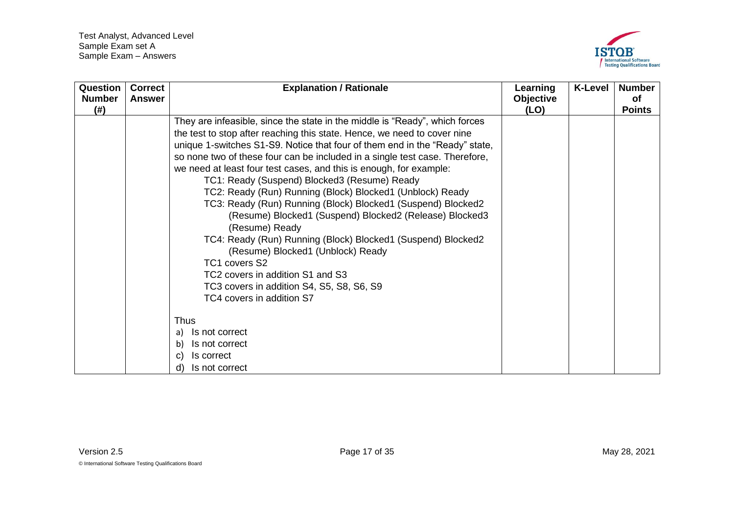| Question Number (#) | Correct Answer | Explanation / Rationale | Learning Objective (LO) | K-Level | Number of Points |
|---|---|---|---|---|---|
| | | They are infeasible, since the state in the middle is "Ready", which forces the test to stop after reaching this state. Hence, we need to cover nine unique 1-switches S1-S9. Notice that four of them end in the "Ready" state, so none two of these four can be included in a single test case. Therefore, we need at least four test cases, and this is enough, for example:<br>TC1: Ready (Suspend) Blocked3 (Resume) Ready<br>TC2: Ready (Run) Running (Block) Blocked1 (Unblock) Ready<br>TC3: Ready (Run) Running (Block) Blocked1 (Suspend) Blocked2 (Resume) Blocked1 (Suspend) Blocked2 (Release) Blocked3 (Resume) Ready<br>TC4: Ready (Run) Running (Block) Blocked1 (Suspend) Blocked2 (Resume) Blocked1 (Unblock) Ready<br>TC1 covers S2<br>TC2 covers in addition S1 and S3<br>TC3 covers in addition S4, S5, S8, S6, S9<br>TC4 covers in addition S7<br><br>Thus<br>a) Is not correct<br>b) Is not correct<br>c) Is correct<br>d) Is not correct | | | |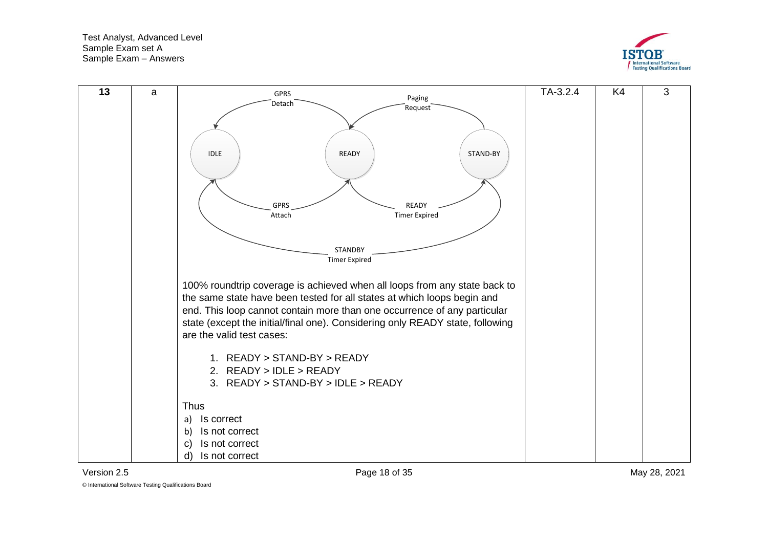| 13 | a | GPRS Detach<br>Paging Request<br>IDLE READY STAND-BY<br>GPRS Attach<br>READY Timer Expired<br>STANDBY Timer Expired<br><br>100% roundtrip coverage is achieved when all loops from any state back to the same state have been tested for all states at which loops begin and end. This loop cannot contain more than one occurrence of any particular state (except the initial/final one). Considering only READY state, following are the valid test cases:<br><br>1. READY > STAND-BY > READY<br>2. READY > IDLE > READY<br>3. READY > STAND-BY > IDLE > READY<br><br>Thus<br>a) Is correct<br>b) Is not correct<br>c) Is not correct<br>d) Is not correct | TA-3.2.4 | K4 | 3 |
|---|---|---|---|---|---|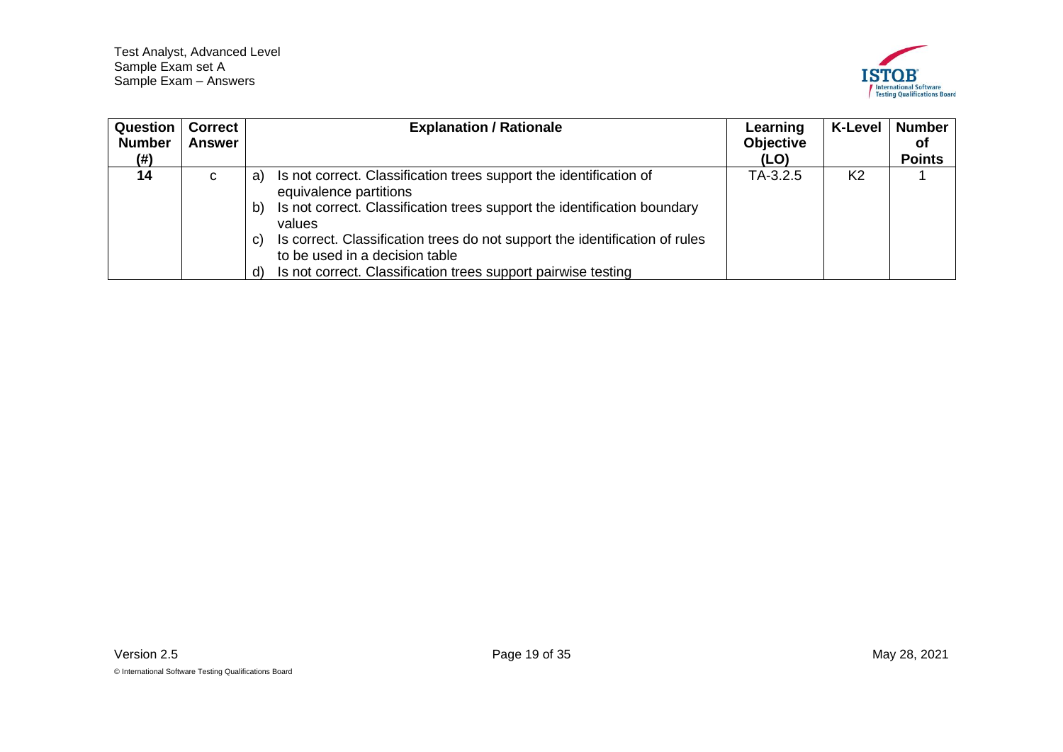| Question Number (#) | Correct Answer | Explanation / Rationale | Learning Objective (LO) | K-Level | Number of Points |
|---|---|---|---|---|---|
| 14 | c | a) Is not correct. Classification trees support the identification of equivalence partitions<br>b) Is not correct. Classification trees support the identification boundary values<br>c) Is correct. Classification trees do not support the identification of rules to be used in a decision table<br>d) Is not correct. Classification trees support pairwise testing | TA-3.2.5 | K2 | 1 |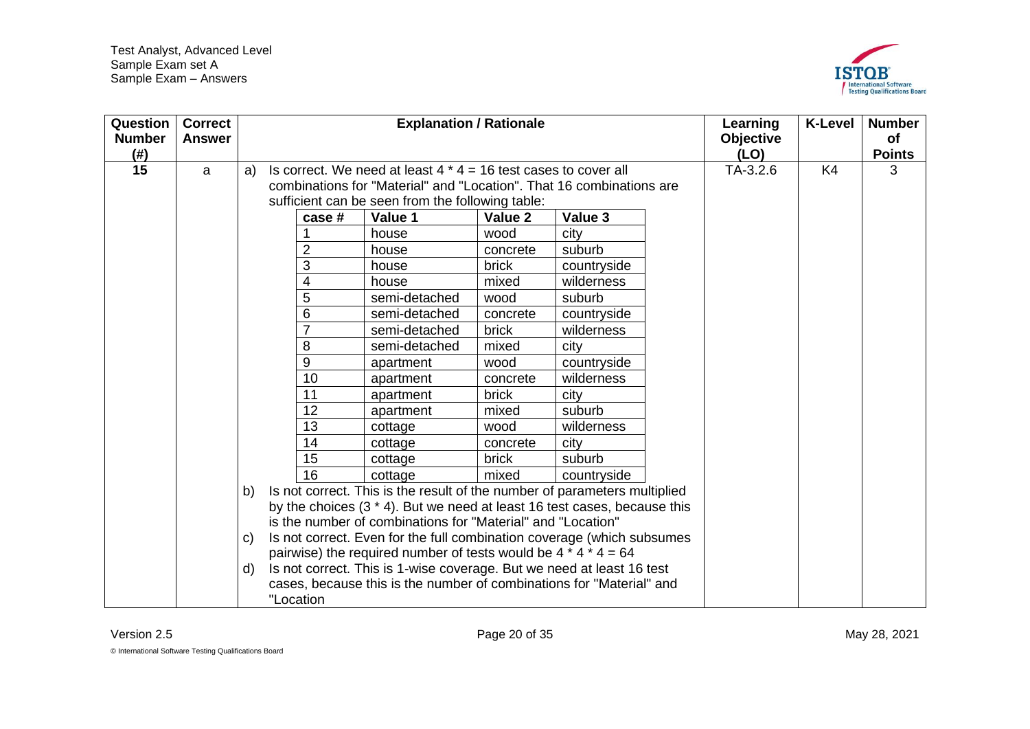| Question Number (#) | Correct Answer | Explanation / Rationale | Learning Objective (LO) | K-Level | Number of Points |
|---|---|---|---|---|---|
| 15 | a | a) Is correct. We need at least 4 * 4 = 16 test cases to cover all combinations for "Material" and "Location". That 16 combinations are sufficient can be seen from the following table: (see table below)<br>b) Is not correct. This is the result of the number of parameters multiplied by the choices (3 * 4). But we need at least 16 test cases, because this is the number of combinations for "Material" and "Location"<br>c) Is not correct. Even for the full combination coverage (which subsumes pairwise) the required number of tests would be 4 * 4 * 4 = 64<br>d) Is not correct. This is 1-wise coverage. But we need at least 16 test cases, because this is the number of combinations for "Material" and "Location | TA-3.2.6 | K4 | 3 |

| case # | Value 1 | Value 2 | Value 3 |
|---|---|---|---|
| 1 | house | wood | city |
| 2 | house | concrete | suburb |
| 3 | house | brick | countryside |
| 4 | house | mixed | wilderness |
| 5 | semi-detached | wood | suburb |
| 6 | semi-detached | concrete | countryside |
| 7 | semi-detached | brick | wilderness |
| 8 | semi-detached | mixed | city |
| 9 | apartment | wood | countryside |
| 10 | apartment | concrete | wilderness |
| 11 | apartment | brick | city |
| 12 | apartment | mixed | suburb |
| 13 | cottage | wood | wilderness |
| 14 | cottage | concrete | city |
| 15 | cottage | brick | suburb |
| 16 | cottage | mixed | countryside |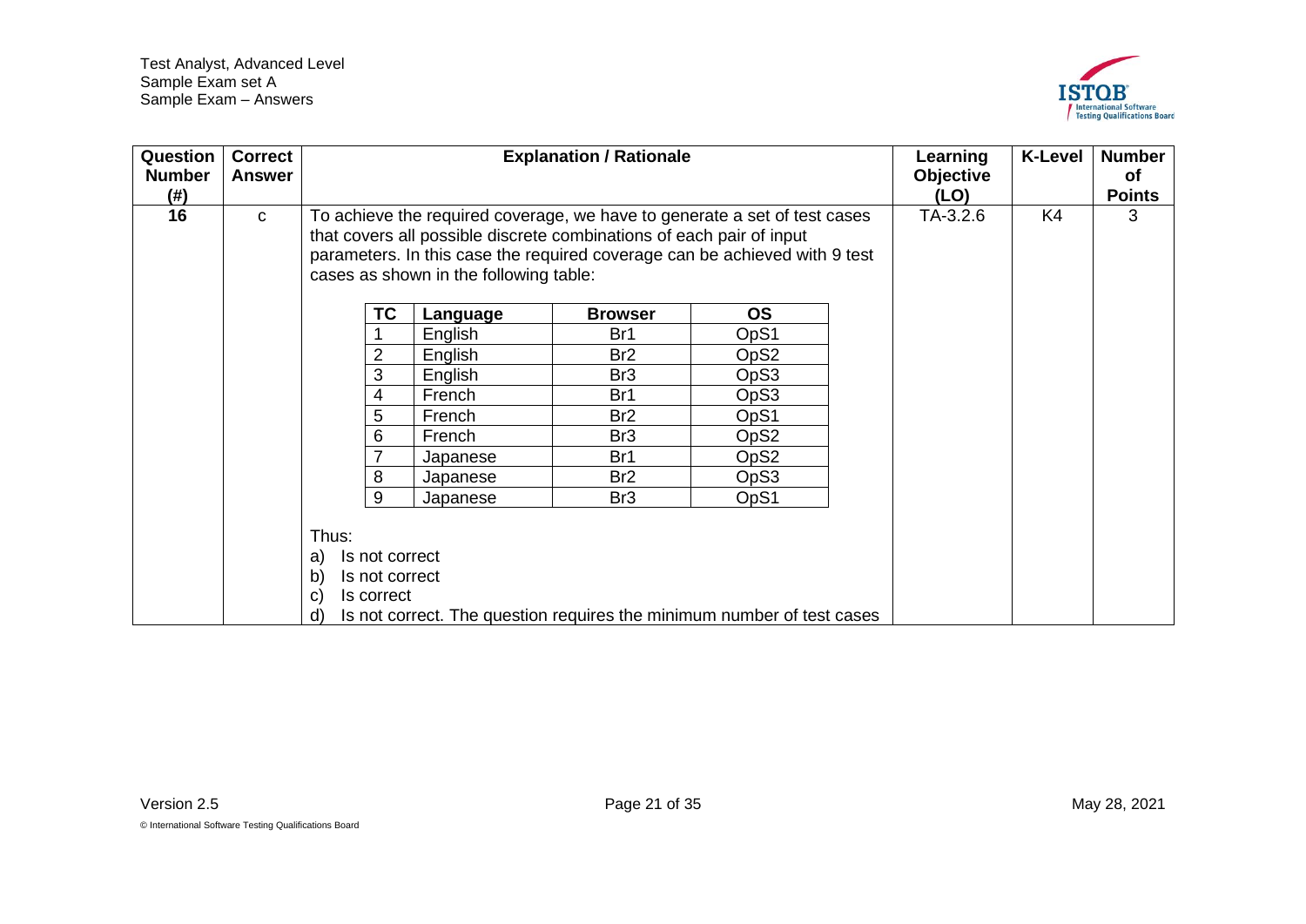| Question Number (#) | Correct Answer | Explanation / Rationale | Learning Objective (LO) | K-Level | Number of Points |
|---|---|---|---|---|---|
| 16 | c | To achieve the required coverage, we have to generate a set of test cases that covers all possible discrete combinations of each pair of input parameters. In this case the required coverage can be achieved with 9 test cases as shown in the following table:<br><br>TC 1: English, Br1, OpS1<br>TC 2: English, Br2, OpS2<br>TC 3: English, Br3, OpS3<br>TC 4: French, Br1, OpS3<br>TC 5: French, Br2, OpS1<br>TC 6: French, Br3, OpS2<br>TC 7: Japanese, Br1, OpS2<br>TC 8: Japanese, Br2, OpS3<br>TC 9: Japanese, Br3, OpS1<br><br>Thus:<br>a) Is not correct<br>b) Is not correct<br>c) Is correct<br>d) Is not correct. The question requires the minimum number of test cases | TA-3.2.6 | K4 | 3 |

| TC | Language | Browser | OS |
|---|---|---|---|
| 1 | English | Br1 | OpS1 |
| 2 | English | Br2 | OpS2 |
| 3 | English | Br3 | OpS3 |
| 4 | French | Br1 | OpS3 |
| 5 | French | Br2 | OpS1 |
| 6 | French | Br3 | OpS2 |
| 7 | Japanese | Br1 | OpS2 |
| 8 | Japanese | Br2 | OpS3 |
| 9 | Japanese | Br3 | OpS1 |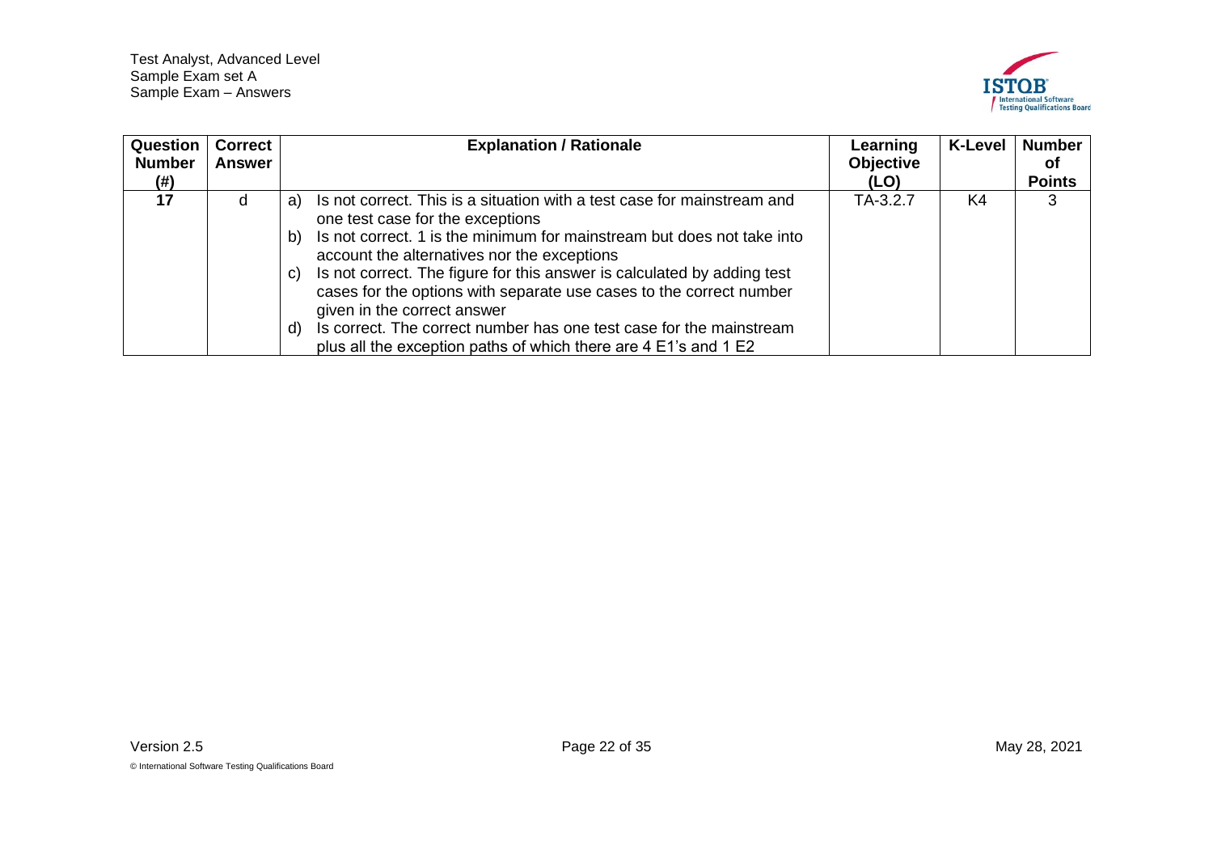| Question Number (#) | Correct Answer | Explanation / Rationale | Learning Objective (LO) | K-Level | Number of Points |
|---|---|---|---|---|---|
| 17 | d | a) Is not correct. This is a situation with a test case for mainstream and one test case for the exceptions<br>b) Is not correct. 1 is the minimum for mainstream but does not take into account the alternatives nor the exceptions<br>c) Is not correct. The figure for this answer is calculated by adding test cases for the options with separate use cases to the correct number given in the correct answer<br>d) Is correct. The correct number has one test case for the mainstream plus all the exception paths of which there are 4 E1's and 1 E2 | TA-3.2.7 | K4 | 3 |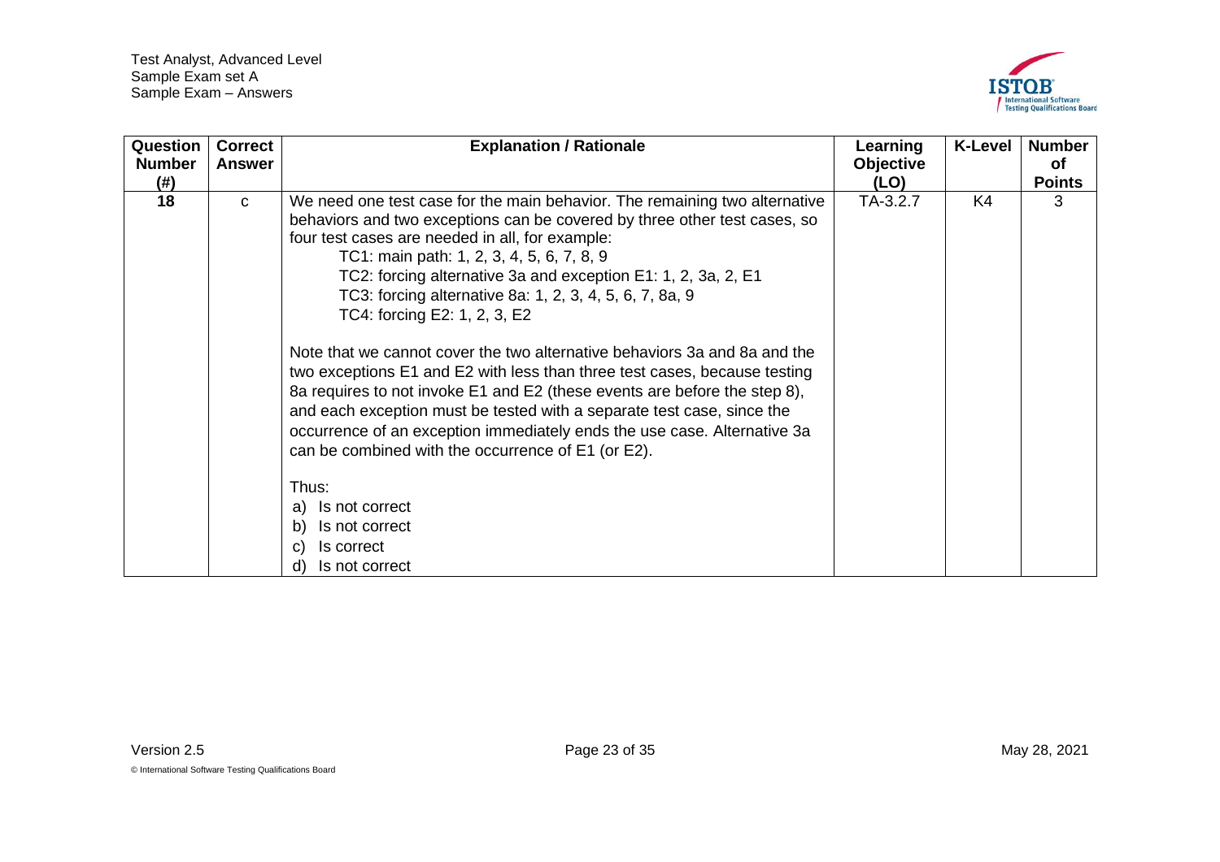| Question Number (#) | Correct Answer | Explanation / Rationale | Learning Objective (LO) | K-Level | Number of Points |
|---|---|---|---|---|---|
| 18 | c | We need one test case for the main behavior. The remaining two alternative behaviors and two exceptions can be covered by three other test cases, so four test cases are needed in all, for example:<br>TC1: main path: 1, 2, 3, 4, 5, 6, 7, 8, 9<br>TC2: forcing alternative 3a and exception E1: 1, 2, 3a, 2, E1<br>TC3: forcing alternative 8a: 1, 2, 3, 4, 5, 6, 7, 8a, 9<br>TC4: forcing E2: 1, 2, 3, E2<br><br>Note that we cannot cover the two alternative behaviors 3a and 8a and the two exceptions E1 and E2 with less than three test cases, because testing 8a requires to not invoke E1 and E2 (these events are before the step 8), and each exception must be tested with a separate test case, since the occurrence of an exception immediately ends the use case. Alternative 3a can be combined with the occurrence of E1 (or E2).<br><br>Thus:<br>a) Is not correct<br>b) Is not correct<br>c) Is correct<br>d) Is not correct | TA-3.2.7 | K4 | 3 |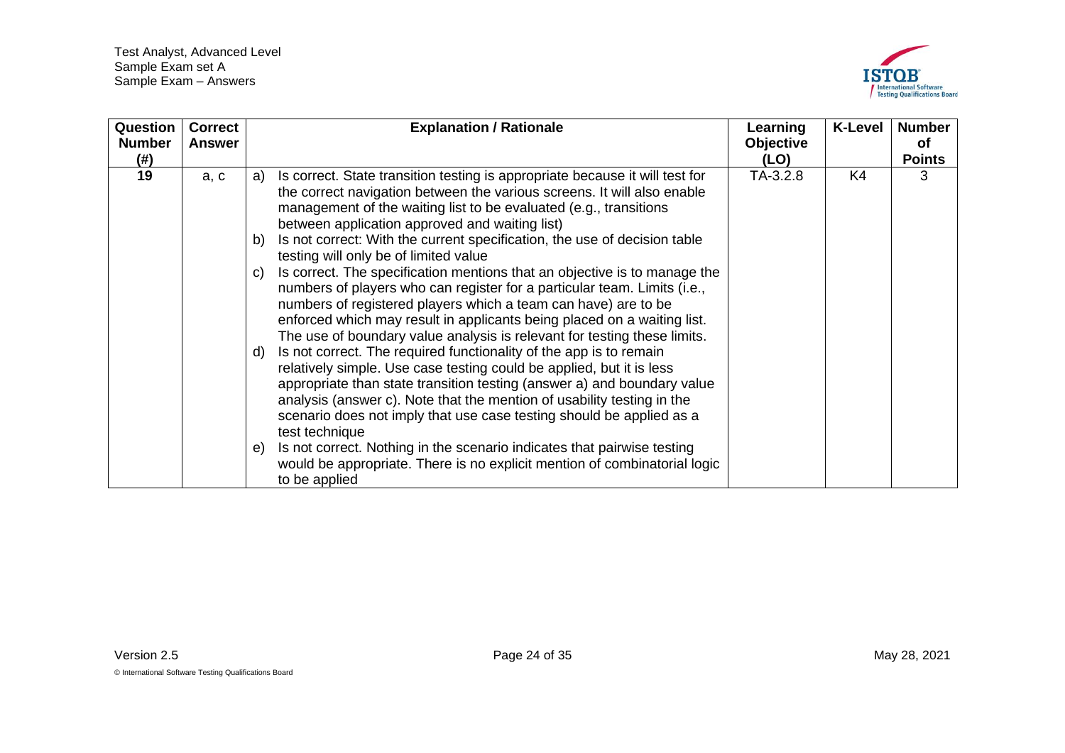| Question Number (#) | Correct Answer | Explanation / Rationale | Learning Objective (LO) | K-Level | Number of Points |
|---|---|---|---|---|---|
| 19 | a, c | a) Is correct. State transition testing is appropriate because it will test for the correct navigation between the various screens. It will also enable management of the waiting list to be evaluated (e.g., transitions between application approved and waiting list)<br>b) Is not correct: With the current specification, the use of decision table testing will only be of limited value<br>c) Is correct. The specification mentions that an objective is to manage the numbers of players who can register for a particular team. Limits (i.e., numbers of registered players which a team can have) are to be enforced which may result in applicants being placed on a waiting list. The use of boundary value analysis is relevant for testing these limits.<br>d) Is not correct. The required functionality of the app is to remain relatively simple. Use case testing could be applied, but it is less appropriate than state transition testing (answer a) and boundary value analysis (answer c). Note that the mention of usability testing in the scenario does not imply that use case testing should be applied as a test technique<br>e) Is not correct. Nothing in the scenario indicates that pairwise testing would be appropriate. There is no explicit mention of combinatorial logic to be applied | TA-3.2.8 | K4 | 3 |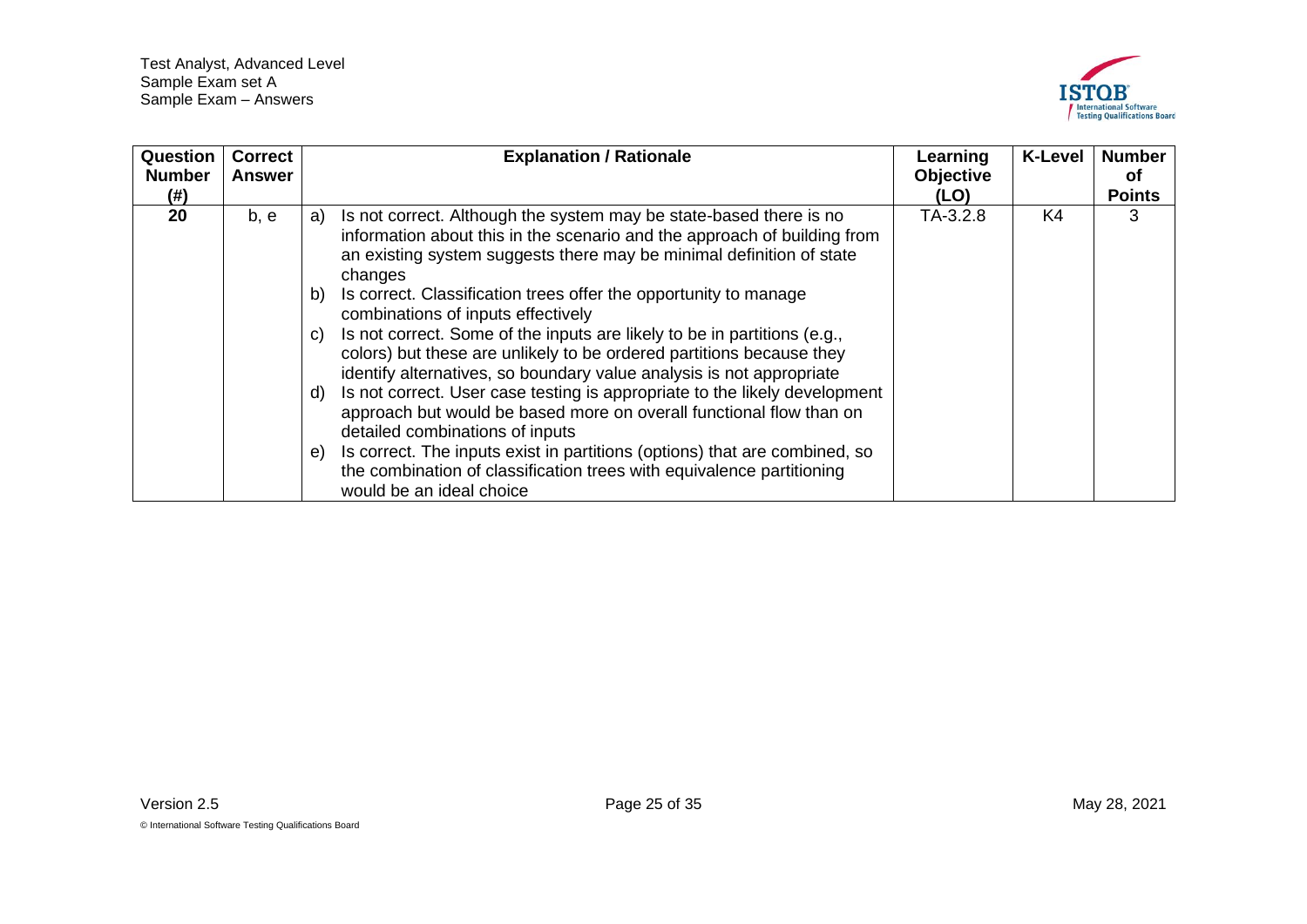| Question Number (#) | Correct Answer | Explanation / Rationale | Learning Objective (LO) | K-Level | Number of Points |
|---|---|---|---|---|---|
| 20 | b, e | a) Is not correct. Although the system may be state-based there is no information about this in the scenario and the approach of building from an existing system suggests there may be minimal definition of state changes<br>b) Is correct. Classification trees offer the opportunity to manage combinations of inputs effectively<br>c) Is not correct. Some of the inputs are likely to be in partitions (e.g., colors) but these are unlikely to be ordered partitions because they identify alternatives, so boundary value analysis is not appropriate<br>d) Is not correct. User case testing is appropriate to the likely development approach but would be based more on overall functional flow than on detailed combinations of inputs<br>e) Is correct. The inputs exist in partitions (options) that are combined, so the combination of classification trees with equivalence partitioning would be an ideal choice | TA-3.2.8 | K4 | 3 |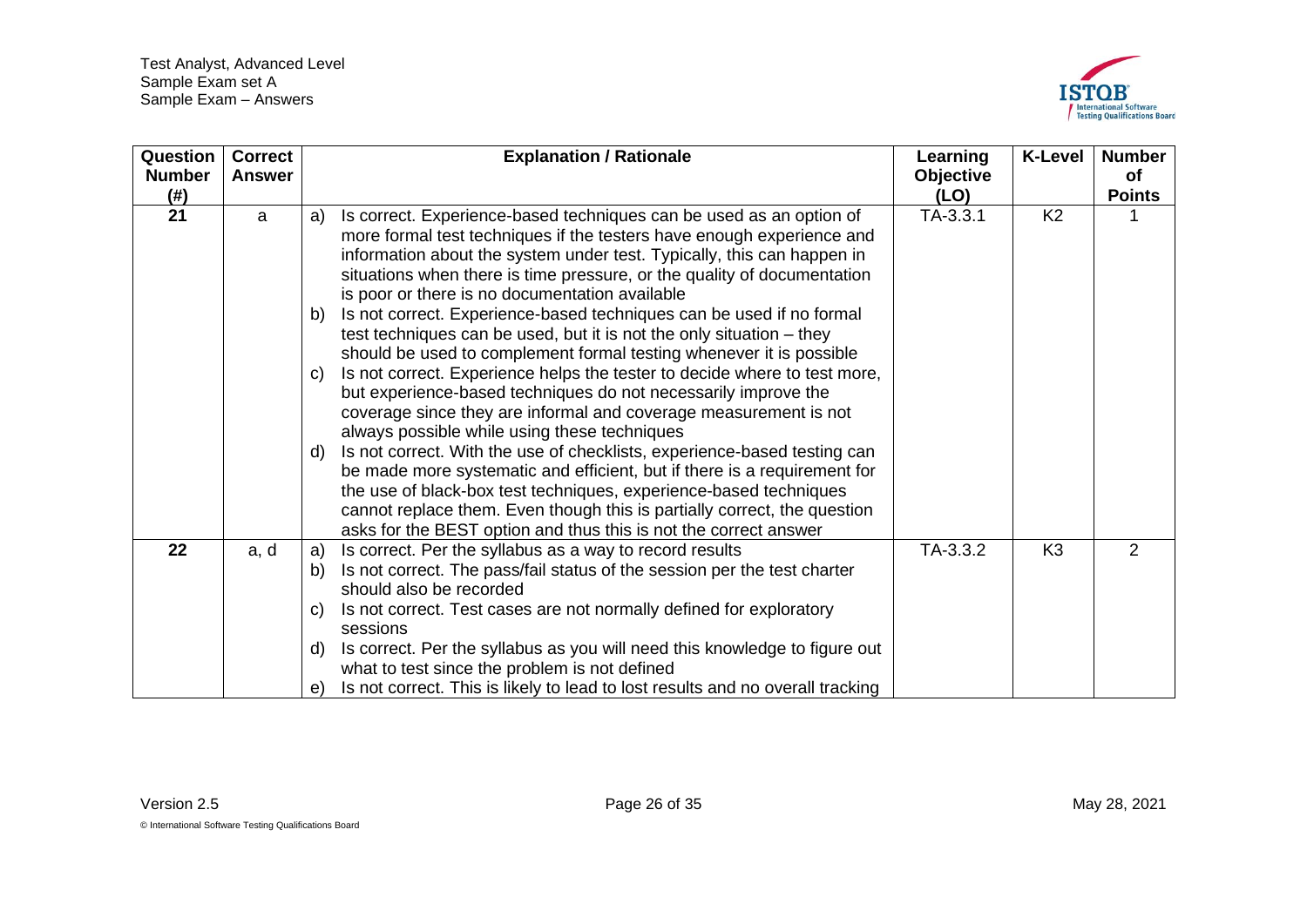| Question Number (#) | Correct Answer | Explanation / Rationale | Learning Objective (LO) | K-Level | Number of Points |
|---|---|---|---|---|---|
| 21 | a | a) Is correct. Experience-based techniques can be used as an option of more formal test techniques if the testers have enough experience and information about the system under test. Typically, this can happen in situations when there is time pressure, or the quality of documentation is poor or there is no documentation available<br>b) Is not correct. Experience-based techniques can be used if no formal test techniques can be used, but it is not the only situation – they should be used to complement formal testing whenever it is possible<br>c) Is not correct. Experience helps the tester to decide where to test more, but experience-based techniques do not necessarily improve the coverage since they are informal and coverage measurement is not always possible while using these techniques<br>d) Is not correct. With the use of checklists, experience-based testing can be made more systematic and efficient, but if there is a requirement for the use of black-box test techniques, experience-based techniques cannot replace them. Even though this is partially correct, the question asks for the BEST option and thus this is not the correct answer | TA-3.3.1 | K2 | 1 |
| 22 | a, d | a) Is correct. Per the syllabus as a way to record results<br>b) Is not correct. The pass/fail status of the session per the test charter should also be recorded<br>c) Is not correct. Test cases are not normally defined for exploratory sessions<br>d) Is correct. Per the syllabus as you will need this knowledge to figure out what to test since the problem is not defined<br>e) Is not correct. This is likely to lead to lost results and no overall tracking | TA-3.3.2 | K3 | 2 |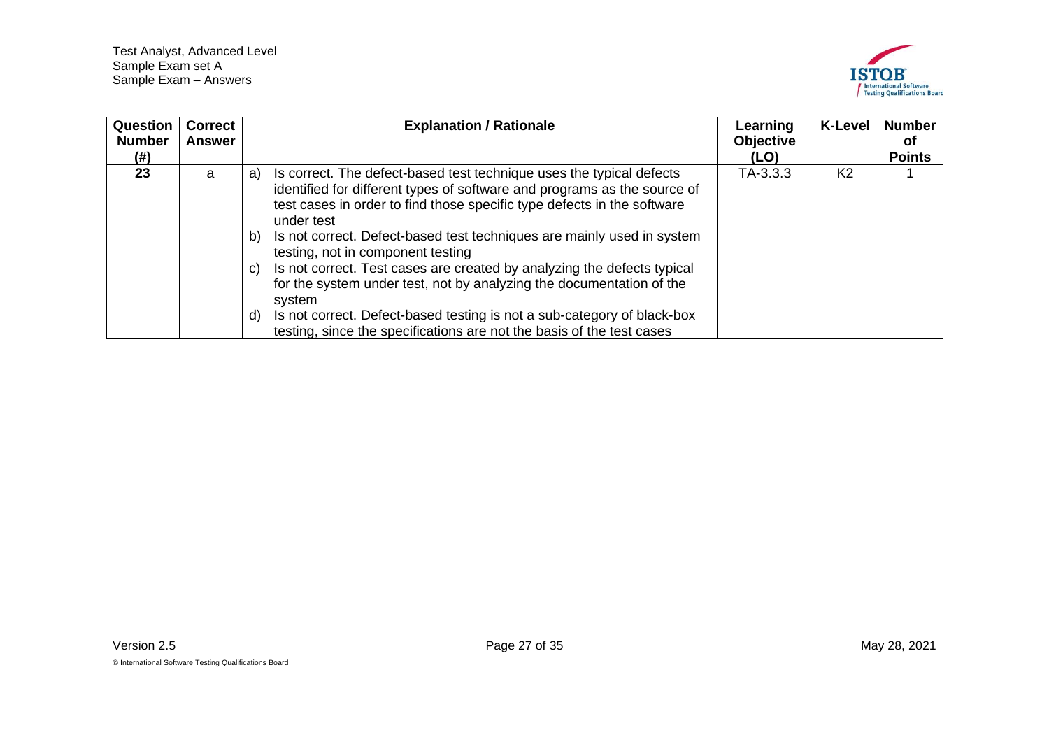| Question Number (#) | Correct Answer | Explanation / Rationale | Learning Objective (LO) | K-Level | Number of Points |
|---|---|---|---|---|---|
| 23 | a | a) Is correct. The defect-based test technique uses the typical defects identified for different types of software and programs as the source of test cases in order to find those specific type defects in the software under test<br>b) Is not correct. Defect-based test techniques are mainly used in system testing, not in component testing<br>c) Is not correct. Test cases are created by analyzing the defects typical for the system under test, not by analyzing the documentation of the system<br>d) Is not correct. Defect-based testing is not a sub-category of black-box testing, since the specifications are not the basis of the test cases | TA-3.3.3 | K2 | 1 |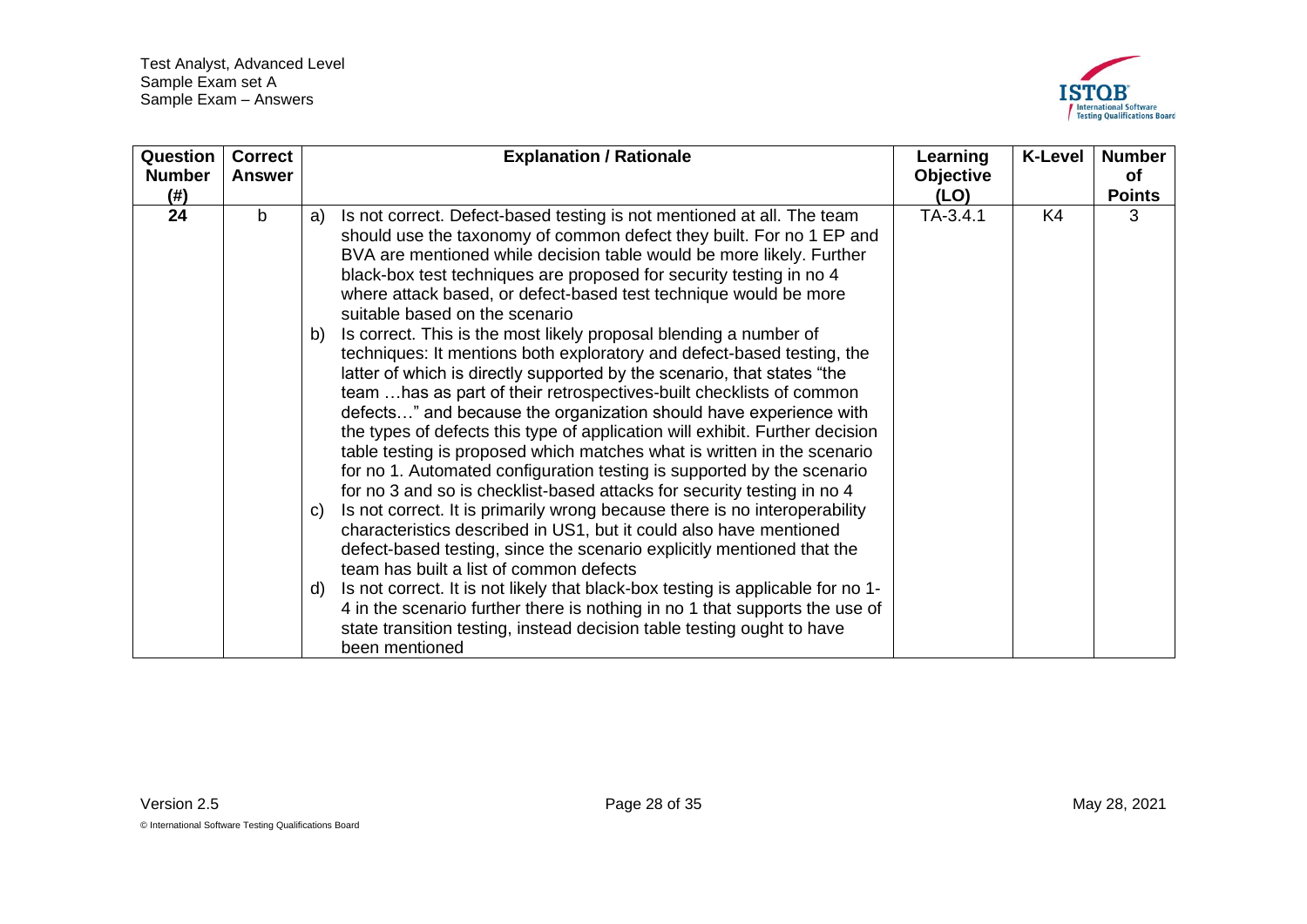| Question Number (#) | Correct Answer | Explanation / Rationale | Learning Objective (LO) | K-Level | Number of Points |
|---|---|---|---|---|---|
| 24 | b | a) Is not correct. Defect-based testing is not mentioned at all. The team should use the taxonomy of common defect they built. For no 1 EP and BVA are mentioned while decision table would be more likely. Further black-box test techniques are proposed for security testing in no 4 where attack based, or defect-based test technique would be more suitable based on the scenario<br>b) Is correct. This is the most likely proposal blending a number of techniques: It mentions both exploratory and defect-based testing, the latter of which is directly supported by the scenario, that states "the team …has as part of their retrospectives-built checklists of common defects…" and because the organization should have experience with the types of defects this type of application will exhibit. Further decision table testing is proposed which matches what is written in the scenario for no 1. Automated configuration testing is supported by the scenario for no 3 and so is checklist-based attacks for security testing in no 4<br>c) Is not correct. It is primarily wrong because there is no interoperability characteristics described in US1, but it could also have mentioned defect-based testing, since the scenario explicitly mentioned that the team has built a list of common defects<br>d) Is not correct. It is not likely that black-box testing is applicable for no 1-4 in the scenario further there is nothing in no 1 that supports the use of state transition testing, instead decision table testing ought to have been mentioned | TA-3.4.1 | K4 | 3 |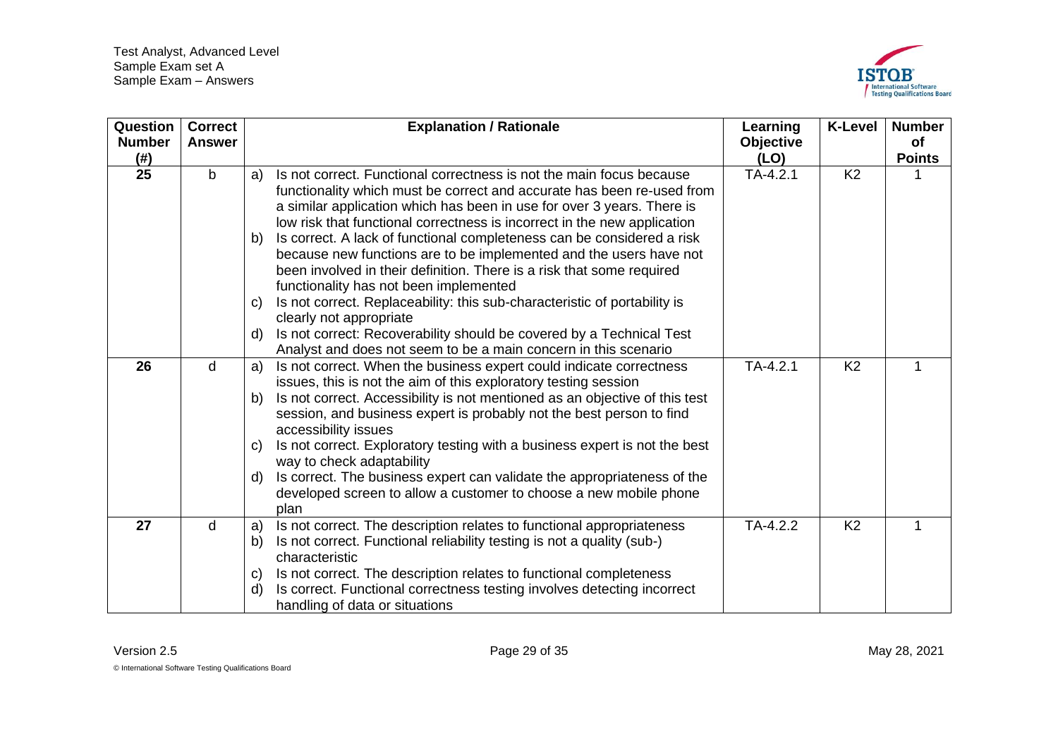| Question Number (#) | Correct Answer | Explanation / Rationale | Learning Objective (LO) | K-Level | Number of Points |
|---|---|---|---|---|---|
| 25 | b | a) Is not correct. Functional correctness is not the main focus because functionality which must be correct and accurate has been re-used from a similar application which has been in use for over 3 years. There is low risk that functional correctness is incorrect in the new application<br>b) Is correct. A lack of functional completeness can be considered a risk because new functions are to be implemented and the users have not been involved in their definition. There is a risk that some required functionality has not been implemented<br>c) Is not correct. Replaceability: this sub-characteristic of portability is clearly not appropriate<br>d) Is not correct: Recoverability should be covered by a Technical Test Analyst and does not seem to be a main concern in this scenario | TA-4.2.1 | K2 | 1 |
| 26 | d | a) Is not correct. When the business expert could indicate correctness issues, this is not the aim of this exploratory testing session<br>b) Is not correct. Accessibility is not mentioned as an objective of this test session, and business expert is probably not the best person to find accessibility issues<br>c) Is not correct. Exploratory testing with a business expert is not the best way to check adaptability<br>d) Is correct. The business expert can validate the appropriateness of the developed screen to allow a customer to choose a new mobile phone plan | TA-4.2.1 | K2 | 1 |
| 27 | d | a) Is not correct. The description relates to functional appropriateness<br>b) Is not correct. Functional reliability testing is not a quality (sub-) characteristic<br>c) Is not correct. The description relates to functional completeness<br>d) Is correct. Functional correctness testing involves detecting incorrect handling of data or situations | TA-4.2.2 | K2 | 1 |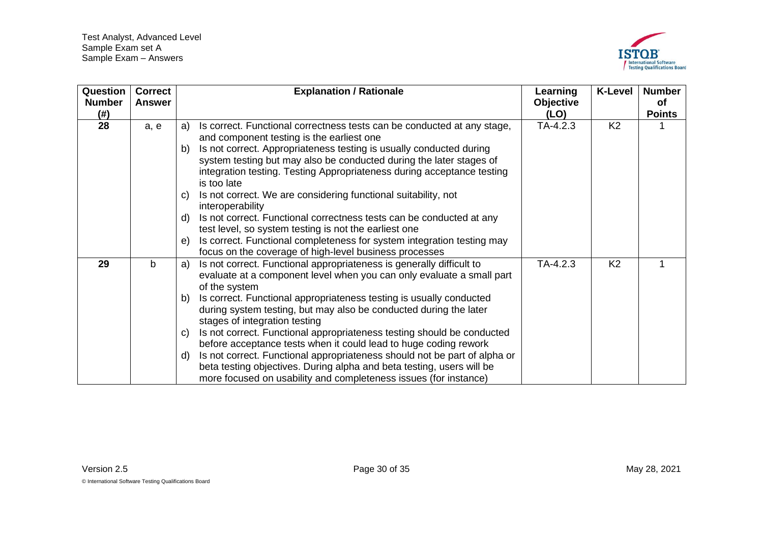| Question Number (#) | Correct Answer | Explanation / Rationale | Learning Objective (LO) | K-Level | Number of Points |
|---|---|---|---|---|---|
| 28 | a, e | a) Is correct. Functional correctness tests can be conducted at any stage, and component testing is the earliest one<br>b) Is not correct. Appropriateness testing is usually conducted during system testing but may also be conducted during the later stages of integration testing. Testing Appropriateness during acceptance testing is too late<br>c) Is not correct. We are considering functional suitability, not interoperability<br>d) Is not correct. Functional correctness tests can be conducted at any test level, so system testing is not the earliest one<br>e) Is correct. Functional completeness for system integration testing may focus on the coverage of high-level business processes | TA-4.2.3 | K2 | 1 |
| 29 | b | a) Is not correct. Functional appropriateness is generally difficult to evaluate at a component level when you can only evaluate a small part of the system<br>b) Is correct. Functional appropriateness testing is usually conducted during system testing, but may also be conducted during the later stages of integration testing<br>c) Is not correct. Functional appropriateness testing should be conducted before acceptance tests when it could lead to huge coding rework<br>d) Is not correct. Functional appropriateness should not be part of alpha or beta testing objectives. During alpha and beta testing, users will be more focused on usability and completeness issues (for instance) | TA-4.2.3 | K2 | 1 |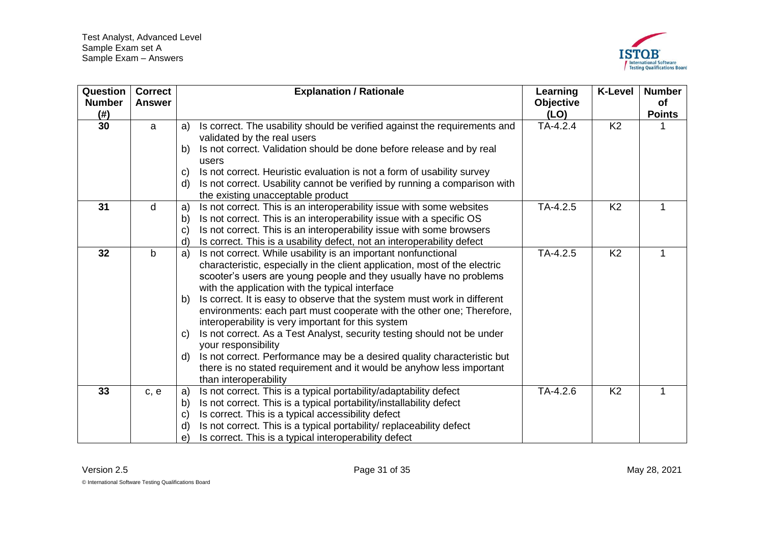| Question Number (#) | Correct Answer | Explanation / Rationale | Learning Objective (LO) | K-Level | Number of Points |
|---|---|---|---|---|---|
| 30 | a | a) Is correct. The usability should be verified against the requirements and validated by the real users<br>b) Is not correct. Validation should be done before release and by real users<br>c) Is not correct. Heuristic evaluation is not a form of usability survey<br>d) Is not correct. Usability cannot be verified by running a comparison with the existing unacceptable product | TA-4.2.4 | K2 | 1 |
| 31 | d | a) Is not correct. This is an interoperability issue with some websites<br>b) Is not correct. This is an interoperability issue with a specific OS<br>c) Is not correct. This is an interoperability issue with some browsers<br>d) Is correct. This is a usability defect, not an interoperability defect | TA-4.2.5 | K2 | 1 |
| 32 | b | a) Is not correct. While usability is an important nonfunctional characteristic, especially in the client application, most of the electric scooter's users are young people and they usually have no problems with the application with the typical interface<br>b) Is correct. It is easy to observe that the system must work in different environments: each part must cooperate with the other one; Therefore, interoperability is very important for this system<br>c) Is not correct. As a Test Analyst, security testing should not be under your responsibility<br>d) Is not correct. Performance may be a desired quality characteristic but there is no stated requirement and it would be anyhow less important than interoperability | TA-4.2.5 | K2 | 1 |
| 33 | c, e | a) Is not correct. This is a typical portability/adaptability defect<br>b) Is not correct. This is a typical portability/installability defect<br>c) Is correct. This is a typical accessibility defect<br>d) Is not correct. This is a typical portability/ replaceability defect<br>e) Is correct. This is a typical interoperability defect | TA-4.2.6 | K2 | 1 |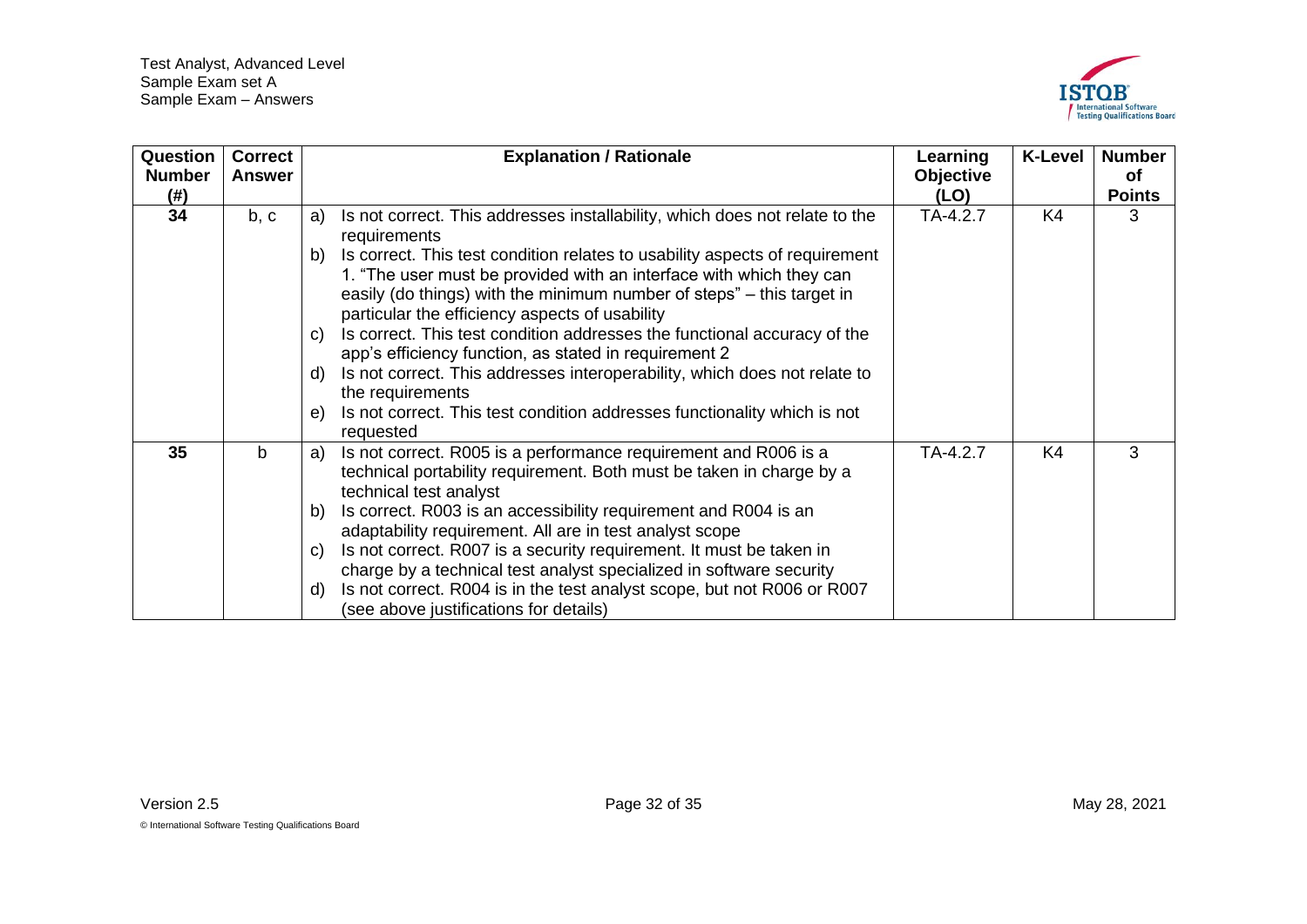| Question Number (#) | Correct Answer | Explanation / Rationale | Learning Objective (LO) | K-Level | Number of Points |
|---|---|---|---|---|---|
| 34 | b, c | a) Is not correct. This addresses installability, which does not relate to the requirements<br>b) Is correct. This test condition relates to usability aspects of requirement 1. "The user must be provided with an interface with which they can easily (do things) with the minimum number of steps" – this target in particular the efficiency aspects of usability<br>c) Is correct. This test condition addresses the functional accuracy of the app's efficiency function, as stated in requirement 2<br>d) Is not correct. This addresses interoperability, which does not relate to the requirements<br>e) Is not correct. This test condition addresses functionality which is not requested | TA-4.2.7 | K4 | 3 |
| 35 | b | a) Is not correct. R005 is a performance requirement and R006 is a technical portability requirement. Both must be taken in charge by a technical test analyst<br>b) Is correct. R003 is an accessibility requirement and R004 is an adaptability requirement. All are in test analyst scope<br>c) Is not correct. R007 is a security requirement. It must be taken in charge by a technical test analyst specialized in software security<br>d) Is not correct. R004 is in the test analyst scope, but not R006 or R007 (see above justifications for details) | TA-4.2.7 | K4 | 3 |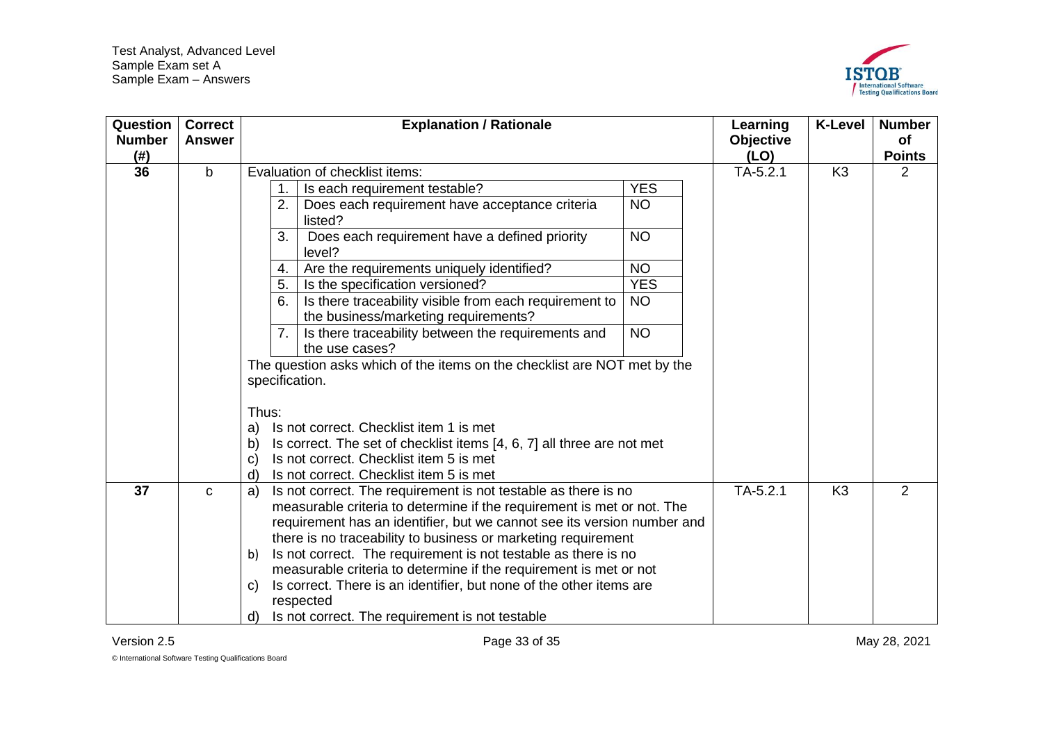| Question Number (#) | Correct Answer | Explanation / Rationale | Learning Objective (LO) | K-Level | Number of Points |
|---|---|---|---|---|---|
| 36 | b | Evaluation of checklist items:<br>1. Is each requirement testable? — YES<br>2. Does each requirement have acceptance criteria listed? — NO<br>3. Does each requirement have a defined priority level? — NO<br>4. Are the requirements uniquely identified? — NO<br>5. Is the specification versioned? — YES<br>6. Is there traceability visible from each requirement to the business/marketing requirements? — NO<br>7. Is there traceability between the requirements and the use cases? — NO<br>The question asks which of the items on the checklist are NOT met by the specification.<br><br>Thus:<br>a) Is not correct. Checklist item 1 is met<br>b) Is correct. The set of checklist items [4, 6, 7] all three are not met<br>c) Is not correct. Checklist item 5 is met<br>d) Is not correct. Checklist item 5 is met | TA-5.2.1 | K3 | 2 |
| 37 | c | a) Is not correct. The requirement is not testable as there is no measurable criteria to determine if the requirement is met or not. The requirement has an identifier, but we cannot see its version number and there is no traceability to business or marketing requirement<br>b) Is not correct. The requirement is not testable as there is no measurable criteria to determine if the requirement is met or not<br>c) Is correct. There is an identifier, but none of the other items are respected<br>d) Is not correct. The requirement is not testable | TA-5.2.1 | K3 | 2 |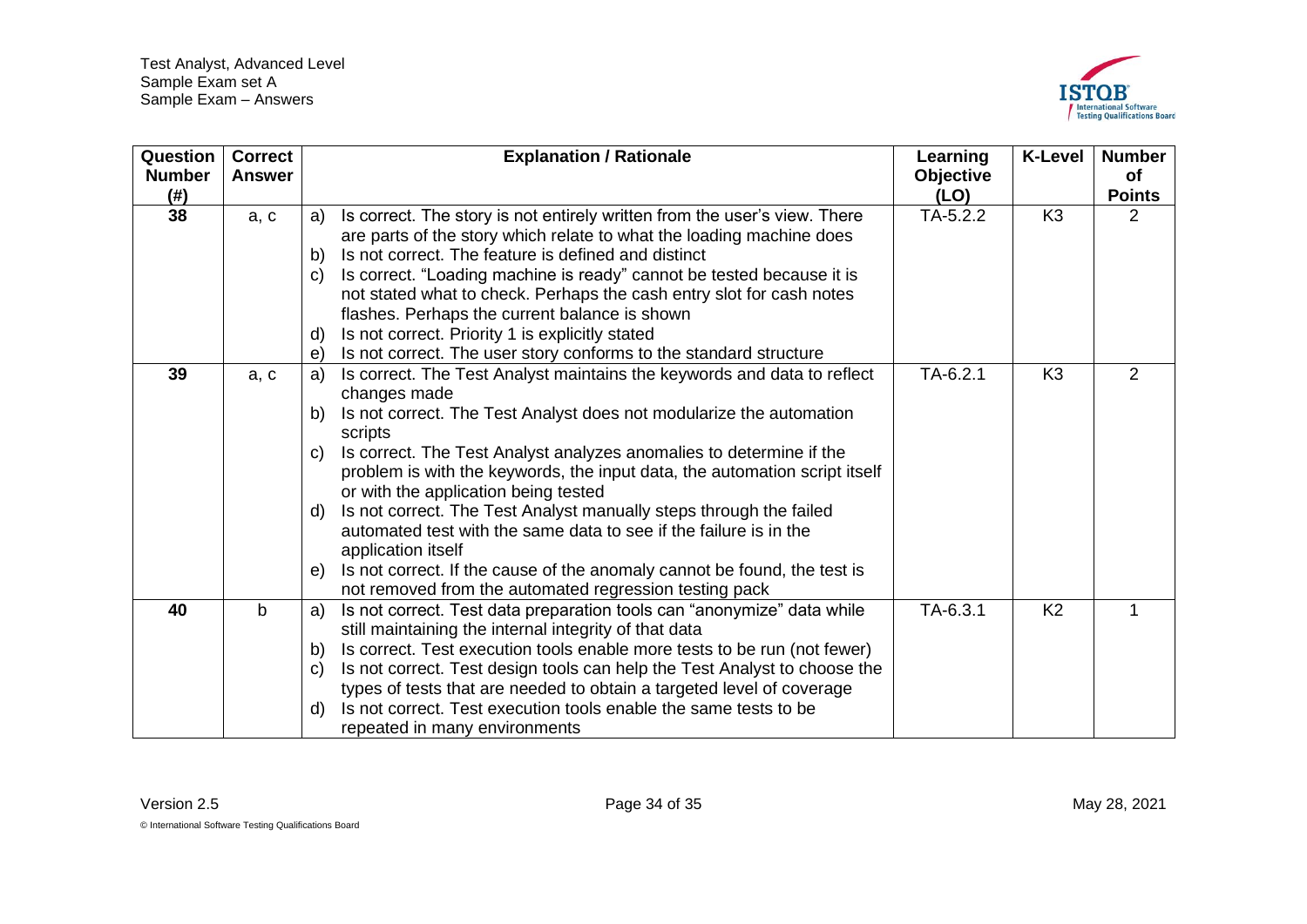| Question Number (#) | Correct Answer | Explanation / Rationale | Learning Objective (LO) | K-Level | Number of Points |
|---|---|---|---|---|---|
| 38 | a, c | a) Is correct. The story is not entirely written from the user's view. There are parts of the story which relate to what the loading machine does<br>b) Is not correct. The feature is defined and distinct<br>c) Is correct. "Loading machine is ready" cannot be tested because it is not stated what to check. Perhaps the cash entry slot for cash notes flashes. Perhaps the current balance is shown<br>d) Is not correct. Priority 1 is explicitly stated<br>e) Is not correct. The user story conforms to the standard structure | TA-5.2.2 | K3 | 2 |
| 39 | a, c | a) Is correct. The Test Analyst maintains the keywords and data to reflect changes made<br>b) Is not correct. The Test Analyst does not modularize the automation scripts<br>c) Is correct. The Test Analyst analyzes anomalies to determine if the problem is with the keywords, the input data, the automation script itself or with the application being tested<br>d) Is not correct. The Test Analyst manually steps through the failed automated test with the same data to see if the failure is in the application itself<br>e) Is not correct. If the cause of the anomaly cannot be found, the test is not removed from the automated regression testing pack | TA-6.2.1 | K3 | 2 |
| 40 | b | a) Is not correct. Test data preparation tools can "anonymize" data while still maintaining the internal integrity of that data<br>b) Is correct. Test execution tools enable more tests to be run (not fewer)<br>c) Is not correct. Test design tools can help the Test Analyst to choose the types of tests that are needed to obtain a targeted level of coverage<br>d) Is not correct. Test execution tools enable the same tests to be repeated in many environments | TA-6.3.1 | K2 | 1 |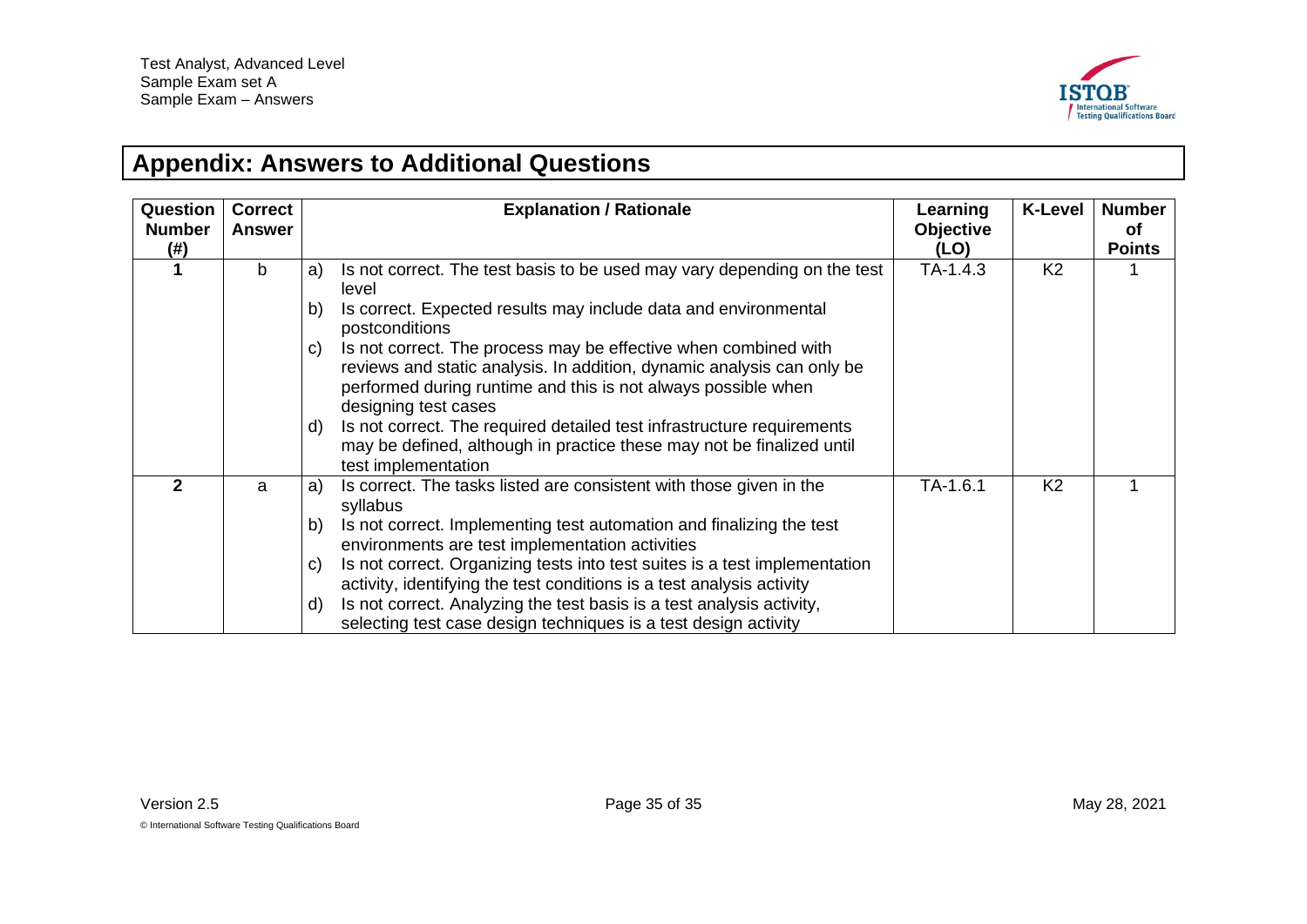## Appendix: Answers to Additional Questions

| Question Number (#) | Correct Answer | Explanation / Rationale | Learning Objective (LO) | K-Level | Number of Points |
|---|---|---|---|---|---|
| 1 | b | a) Is not correct. The test basis to be used may vary depending on the test level<br>b) Is correct. Expected results may include data and environmental postconditions<br>c) Is not correct. The process may be effective when combined with reviews and static analysis. In addition, dynamic analysis can only be performed during runtime and this is not always possible when designing test cases<br>d) Is not correct. The required detailed test infrastructure requirements may be defined, although in practice these may not be finalized until test implementation | TA-1.4.3 | K2 | 1 |
| 2 | a | a) Is correct. The tasks listed are consistent with those given in the syllabus<br>b) Is not correct. Implementing test automation and finalizing the test environments are test implementation activities<br>c) Is not correct. Organizing tests into test suites is a test implementation activity, identifying the test conditions is a test analysis activity<br>d) Is not correct. Analyzing the test basis is a test analysis activity, selecting test case design techniques is a test design activity | TA-1.6.1 | K2 | 1 |